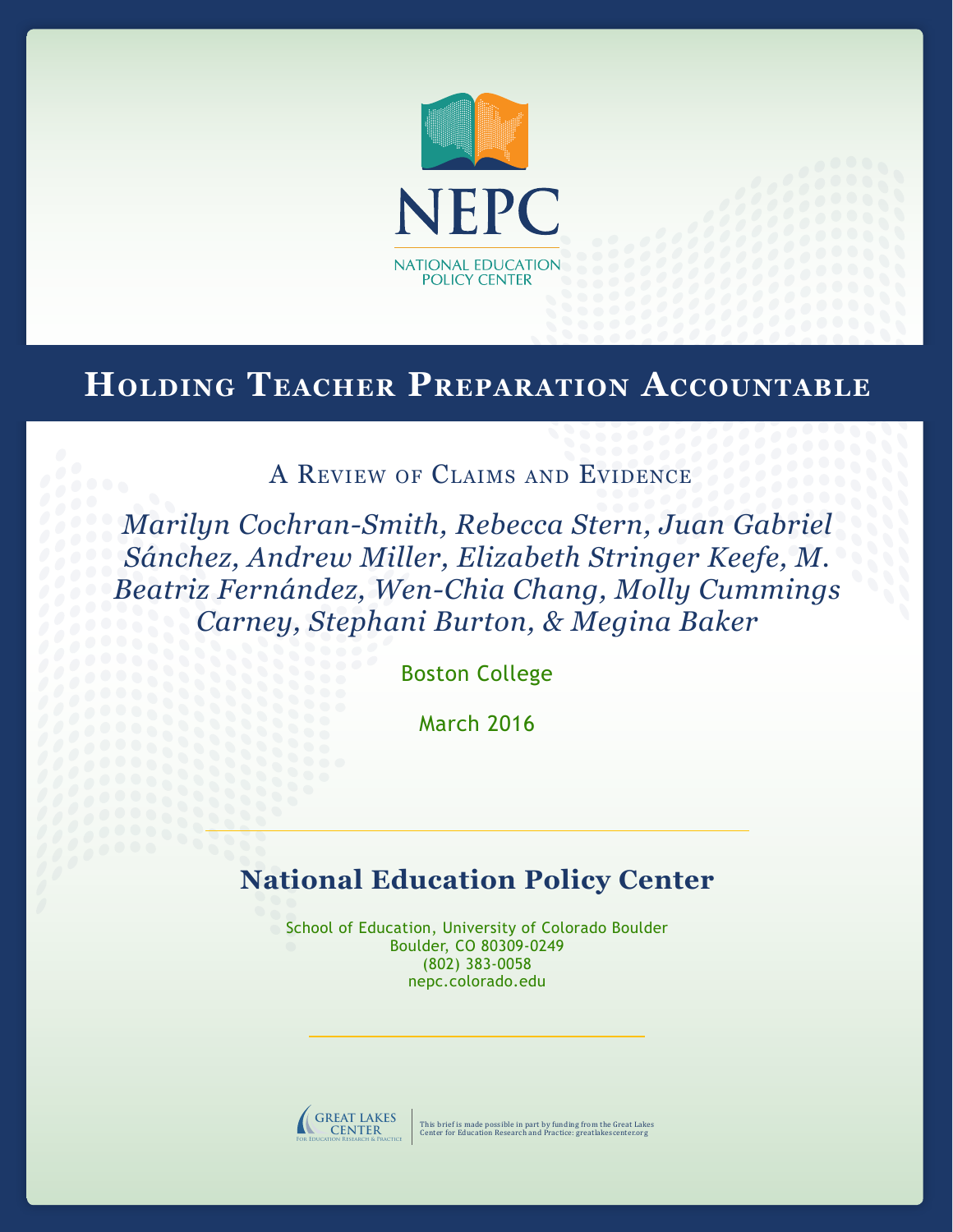NEPC

NATIONAL EDUCATION POLICY CENTER

# Holding Teacher Preparation Accountable

## A Review of Claims and Evidence

*Marilyn Cochran-Smith, Rebecca Stern, Juan Gabriel Sánchez, Andrew Miller, Elizabeth Stringer Keefe, M. Beatriz Fernández, Wen-Chia Chang, Molly Cummings Carney, Stephani Burton, & Megina Baker*

Boston College

March 2016

## National Education Policy Center

School of Education, University of Colorado Boulder
Boulder, CO 80309-0249
(802) 383-0058
nepc.colorado.edu

GREAT LAKES CENTER For Education Research & Practice

This brief is made possible in part by funding from the Great Lakes Center for Education Research and Practice: greatlakescenter.org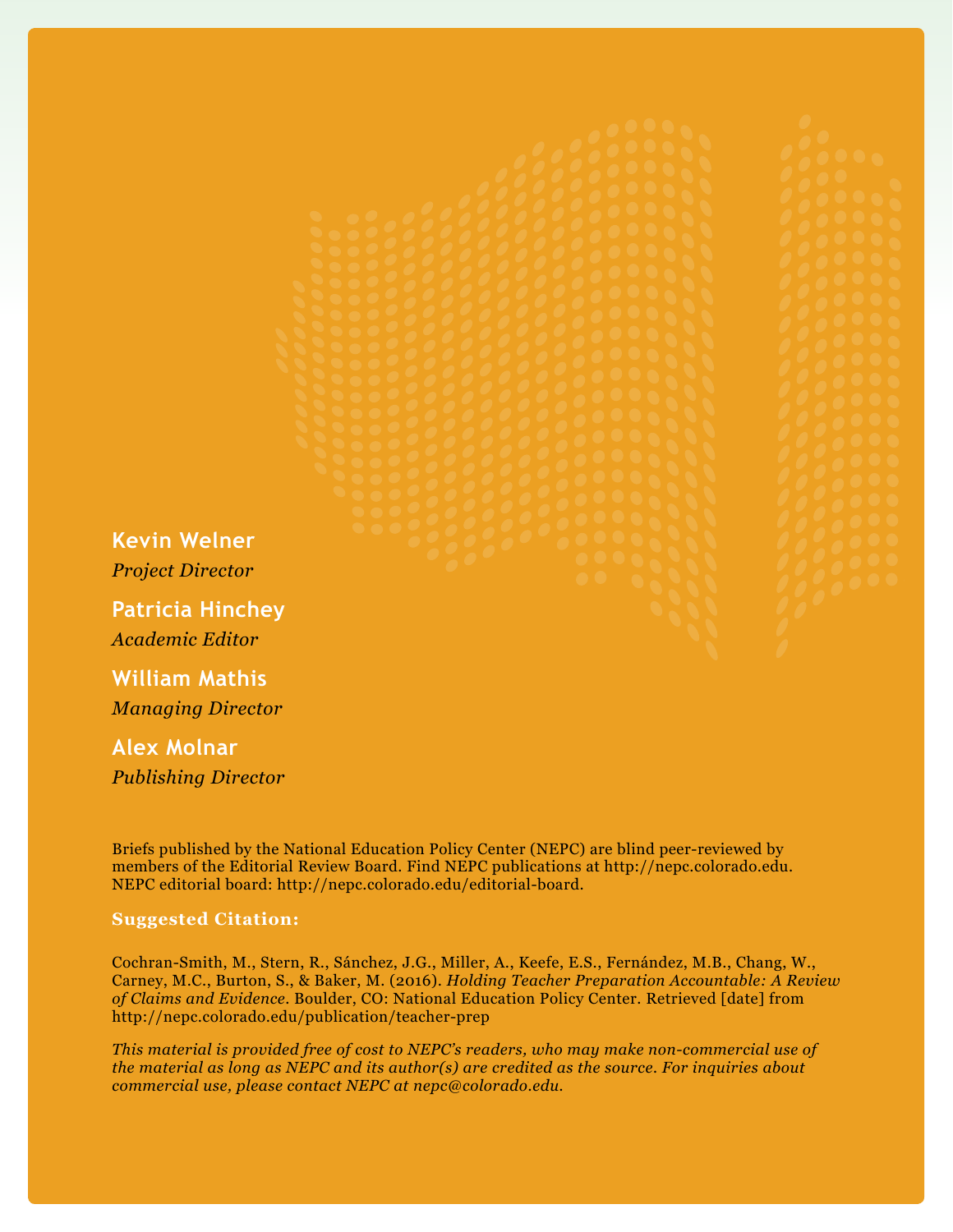**Kevin Welner**

*Project Director*

**Patricia Hinchey**

*Academic Editor*

**William Mathis**

*Managing Director*

**Alex Molnar**

*Publishing Director*

Briefs published by the National Education Policy Center (NEPC) are blind peer-reviewed by members of the Editorial Review Board. Find NEPC publications at http://nepc.colorado.edu. NEPC editorial board: http://nepc.colorado.edu/editorial-board.

**Suggested Citation:**

Cochran-Smith, M., Stern, R., Sánchez, J.G., Miller, A., Keefe, E.S., Fernández, M.B., Chang, W., Carney, M.C., Burton, S., & Baker, M. (2016). *Holding Teacher Preparation Accountable: A Review of Claims and Evidence*. Boulder, CO: National Education Policy Center. Retrieved [date] from http://nepc.colorado.edu/publication/teacher-prep

*This material is provided free of cost to NEPC's readers, who may make non-commercial use of the material as long as NEPC and its author(s) are credited as the source. For inquiries about commercial use, please contact NEPC at nepc@colorado.edu.*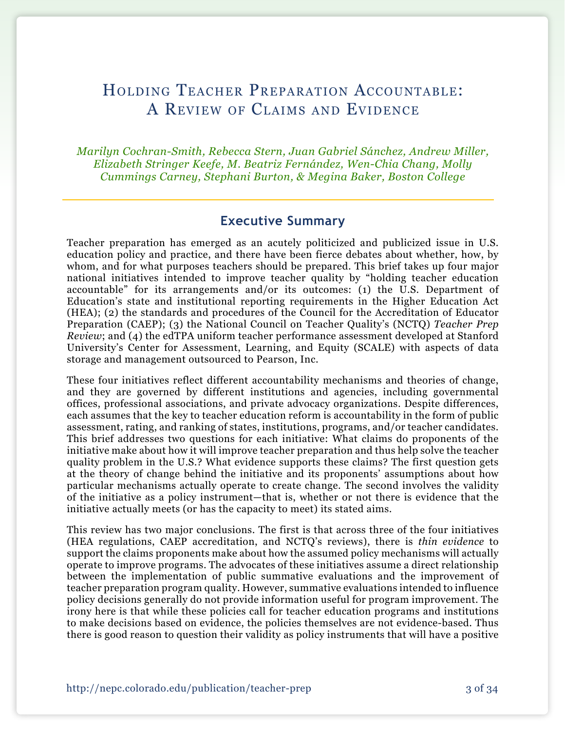# Holding Teacher Preparation Accountable: A Review of Claims and Evidence

*Marilyn Cochran-Smith, Rebecca Stern, Juan Gabriel Sánchez, Andrew Miller, Elizabeth Stringer Keefe, M. Beatriz Fernández, Wen-Chia Chang, Molly Cummings Carney, Stephani Burton, & Megina Baker, Boston College*

## Executive Summary

Teacher preparation has emerged as an acutely politicized and publicized issue in U.S. education policy and practice, and there have been fierce debates about whether, how, by whom, and for what purposes teachers should be prepared. This brief takes up four major national initiatives intended to improve teacher quality by "holding teacher education accountable" for its arrangements and/or its outcomes: (1) the U.S. Department of Education's state and institutional reporting requirements in the Higher Education Act (HEA); (2) the standards and procedures of the Council for the Accreditation of Educator Preparation (CAEP); (3) the National Council on Teacher Quality's (NCTQ) *Teacher Prep Review*; and (4) the edTPA uniform teacher performance assessment developed at Stanford University's Center for Assessment, Learning, and Equity (SCALE) with aspects of data storage and management outsourced to Pearson, Inc.

These four initiatives reflect different accountability mechanisms and theories of change, and they are governed by different institutions and agencies, including governmental offices, professional associations, and private advocacy organizations. Despite differences, each assumes that the key to teacher education reform is accountability in the form of public assessment, rating, and ranking of states, institutions, programs, and/or teacher candidates. This brief addresses two questions for each initiative: What claims do proponents of the initiative make about how it will improve teacher preparation and thus help solve the teacher quality problem in the U.S.? What evidence supports these claims? The first question gets at the theory of change behind the initiative and its proponents' assumptions about how particular mechanisms actually operate to create change. The second involves the validity of the initiative as a policy instrument—that is, whether or not there is evidence that the initiative actually meets (or has the capacity to meet) its stated aims.

This review has two major conclusions. The first is that across three of the four initiatives (HEA regulations, CAEP accreditation, and NCTQ's reviews), there is *thin evidence* to support the claims proponents make about how the assumed policy mechanisms will actually operate to improve programs. The advocates of these initiatives assume a direct relationship between the implementation of public summative evaluations and the improvement of teacher preparation program quality. However, summative evaluations intended to influence policy decisions generally do not provide information useful for program improvement. The irony here is that while these policies call for teacher education programs and institutions to make decisions based on evidence, the policies themselves are not evidence-based. Thus there is good reason to question their validity as policy instruments that will have a positive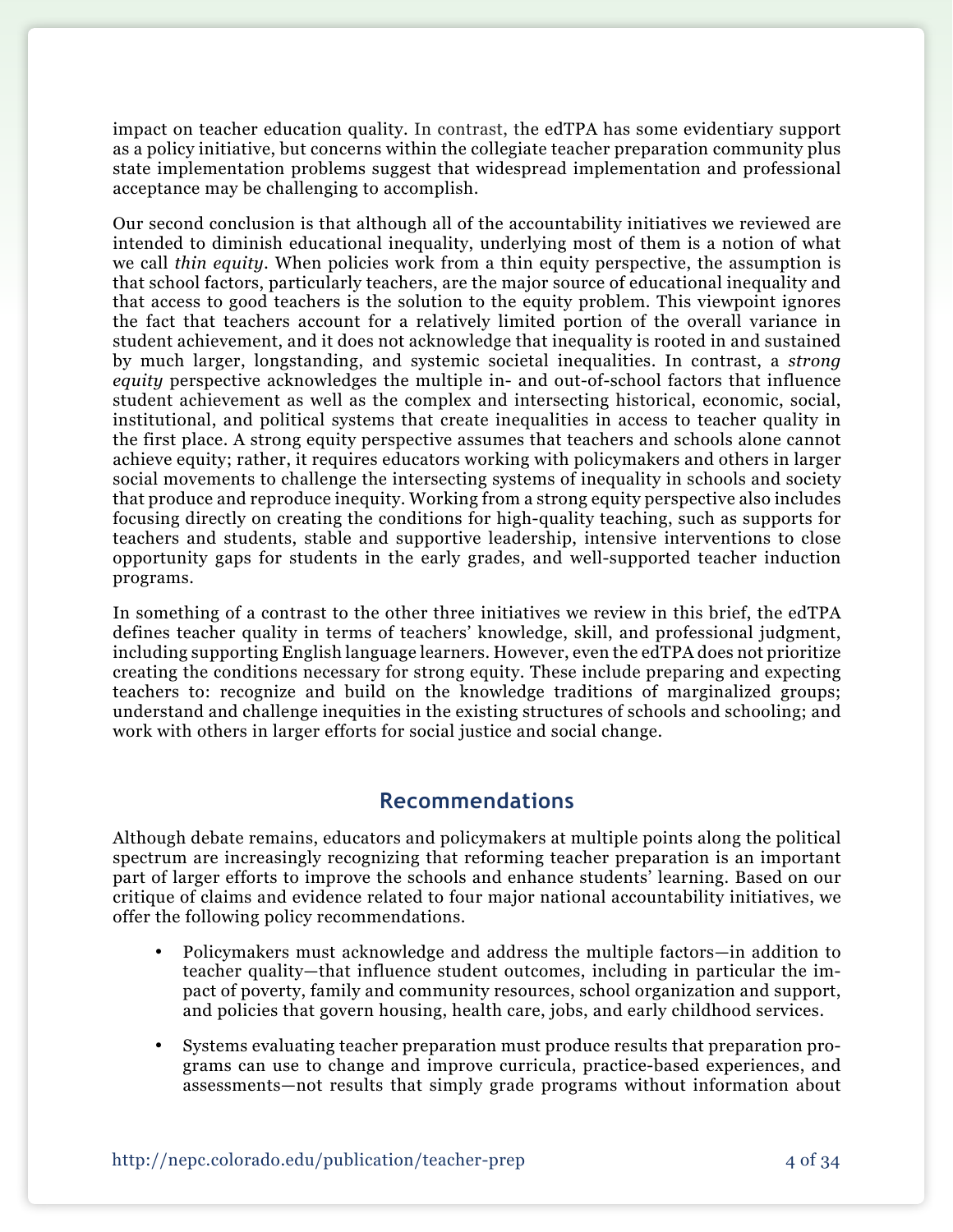impact on teacher education quality. In contrast, the edTPA has some evidentiary support as a policy initiative, but concerns within the collegiate teacher preparation community plus state implementation problems suggest that widespread implementation and professional acceptance may be challenging to accomplish.

Our second conclusion is that although all of the accountability initiatives we reviewed are intended to diminish educational inequality, underlying most of them is a notion of what we call *thin equity*. When policies work from a thin equity perspective, the assumption is that school factors, particularly teachers, are the major source of educational inequality and that access to good teachers is the solution to the equity problem. This viewpoint ignores the fact that teachers account for a relatively limited portion of the overall variance in student achievement, and it does not acknowledge that inequality is rooted in and sustained by much larger, longstanding, and systemic societal inequalities. In contrast, a *strong equity* perspective acknowledges the multiple in- and out-of-school factors that influence student achievement as well as the complex and intersecting historical, economic, social, institutional, and political systems that create inequalities in access to teacher quality in the first place. A strong equity perspective assumes that teachers and schools alone cannot achieve equity; rather, it requires educators working with policymakers and others in larger social movements to challenge the intersecting systems of inequality in schools and society that produce and reproduce inequity. Working from a strong equity perspective also includes focusing directly on creating the conditions for high-quality teaching, such as supports for teachers and students, stable and supportive leadership, intensive interventions to close opportunity gaps for students in the early grades, and well-supported teacher induction programs.

In something of a contrast to the other three initiatives we review in this brief, the edTPA defines teacher quality in terms of teachers' knowledge, skill, and professional judgment, including supporting English language learners. However, even the edTPA does not prioritize creating the conditions necessary for strong equity. These include preparing and expecting teachers to: recognize and build on the knowledge traditions of marginalized groups; understand and challenge inequities in the existing structures of schools and schooling; and work with others in larger efforts for social justice and social change.

## Recommendations

Although debate remains, educators and policymakers at multiple points along the political spectrum are increasingly recognizing that reforming teacher preparation is an important part of larger efforts to improve the schools and enhance students' learning. Based on our critique of claims and evidence related to four major national accountability initiatives, we offer the following policy recommendations.

- Policymakers must acknowledge and address the multiple factors—in addition to teacher quality—that influence student outcomes, including in particular the impact of poverty, family and community resources, school organization and support, and policies that govern housing, health care, jobs, and early childhood services.
- Systems evaluating teacher preparation must produce results that preparation programs can use to change and improve curricula, practice-based experiences, and assessments—not results that simply grade programs without information about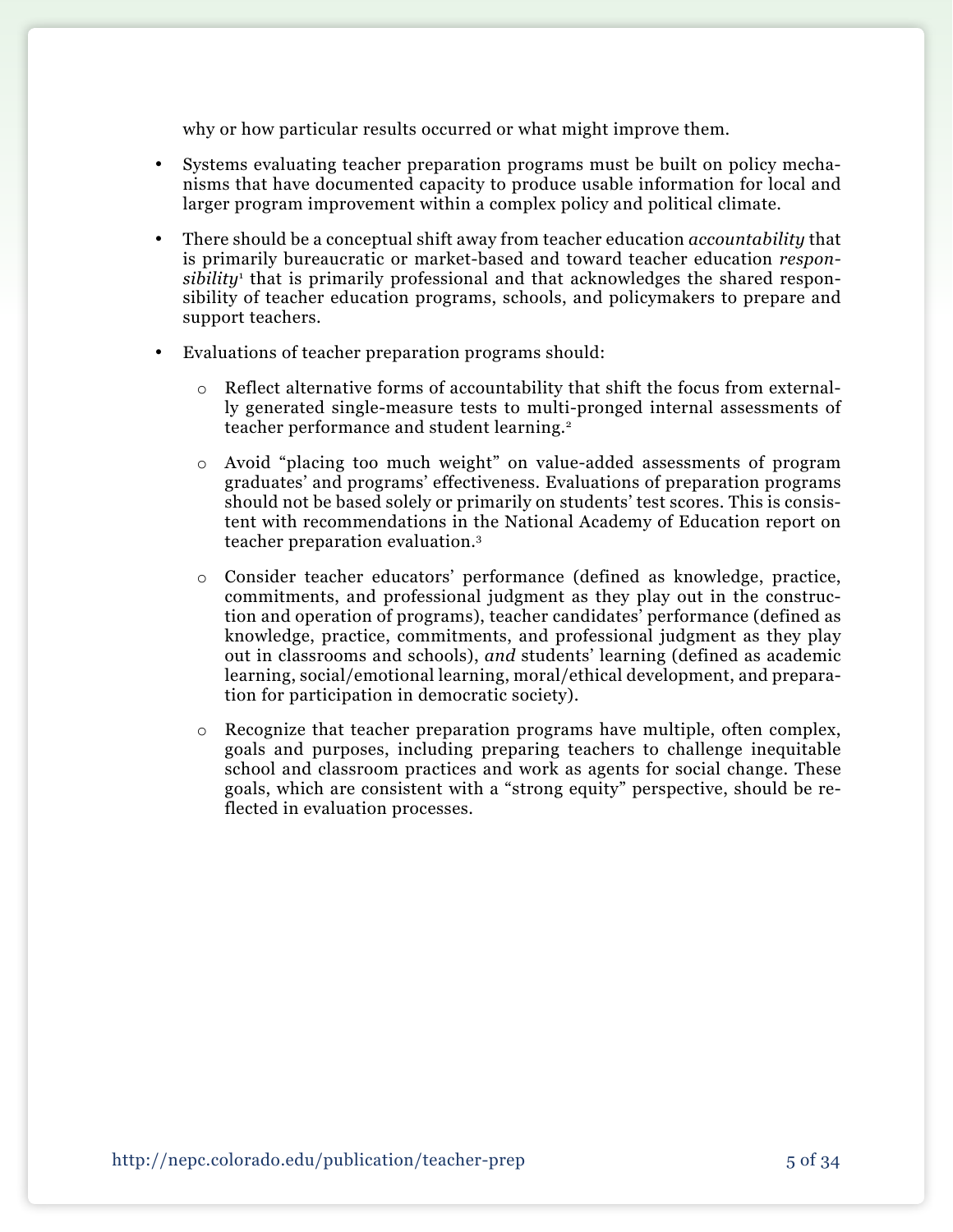why or how particular results occurred or what might improve them.

- Systems evaluating teacher preparation programs must be built on policy mechanisms that have documented capacity to produce usable information for local and larger program improvement within a complex policy and political climate.
- There should be a conceptual shift away from teacher education *accountability* that is primarily bureaucratic or market-based and toward teacher education *responsibility*[1] that is primarily professional and that acknowledges the shared responsibility of teacher education programs, schools, and policymakers to prepare and support teachers.
- Evaluations of teacher preparation programs should:
  - Reflect alternative forms of accountability that shift the focus from externally generated single-measure tests to multi-pronged internal assessments of teacher performance and student learning.[2]
  - Avoid "placing too much weight" on value-added assessments of program graduates' and programs' effectiveness. Evaluations of preparation programs should not be based solely or primarily on students' test scores. This is consistent with recommendations in the National Academy of Education report on teacher preparation evaluation.[3]
  - Consider teacher educators' performance (defined as knowledge, practice, commitments, and professional judgment as they play out in the construction and operation of programs), teacher candidates' performance (defined as knowledge, practice, commitments, and professional judgment as they play out in classrooms and schools), *and* students' learning (defined as academic learning, social/emotional learning, moral/ethical development, and preparation for participation in democratic society).
  - Recognize that teacher preparation programs have multiple, often complex, goals and purposes, including preparing teachers to challenge inequitable school and classroom practices and work as agents for social change. These goals, which are consistent with a "strong equity" perspective, should be reflected in evaluation processes.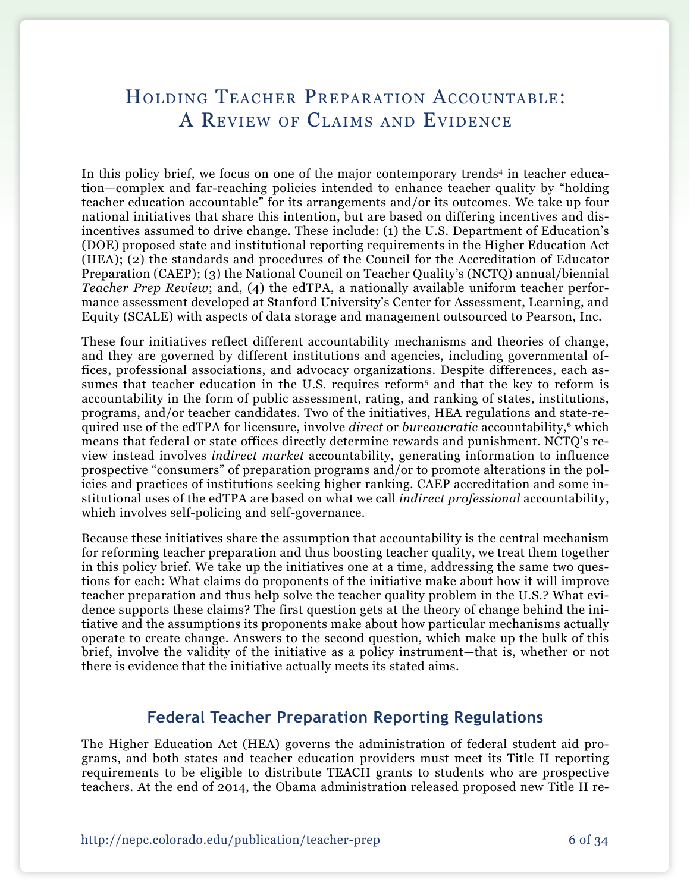# Holding Teacher Preparation Accountable: A Review of Claims and Evidence

In this policy brief, we focus on one of the major contemporary trends[4] in teacher education—complex and far-reaching policies intended to enhance teacher quality by "holding teacher education accountable" for its arrangements and/or its outcomes. We take up four national initiatives that share this intention, but are based on differing incentives and disincentives assumed to drive change. These include: (1) the U.S. Department of Education's (DOE) proposed state and institutional reporting requirements in the Higher Education Act (HEA); (2) the standards and procedures of the Council for the Accreditation of Educator Preparation (CAEP); (3) the National Council on Teacher Quality's (NCTQ) annual/biennial *Teacher Prep Review*; and, (4) the edTPA, a nationally available uniform teacher performance assessment developed at Stanford University's Center for Assessment, Learning, and Equity (SCALE) with aspects of data storage and management outsourced to Pearson, Inc.

These four initiatives reflect different accountability mechanisms and theories of change, and they are governed by different institutions and agencies, including governmental offices, professional associations, and advocacy organizations. Despite differences, each assumes that teacher education in the U.S. requires reform[5] and that the key to reform is accountability in the form of public assessment, rating, and ranking of states, institutions, programs, and/or teacher candidates. Two of the initiatives, HEA regulations and state-required use of the edTPA for licensure, involve *direct* or *bureaucratic* accountability,[6] which means that federal or state offices directly determine rewards and punishment. NCTQ's review instead involves *indirect market* accountability, generating information to influence prospective "consumers" of preparation programs and/or to promote alterations in the policies and practices of institutions seeking higher ranking. CAEP accreditation and some institutional uses of the edTPA are based on what we call *indirect professional* accountability, which involves self-policing and self-governance.

Because these initiatives share the assumption that accountability is the central mechanism for reforming teacher preparation and thus boosting teacher quality, we treat them together in this policy brief. We take up the initiatives one at a time, addressing the same two questions for each: What claims do proponents of the initiative make about how it will improve teacher preparation and thus help solve the teacher quality problem in the U.S.? What evidence supports these claims? The first question gets at the theory of change behind the initiative and the assumptions its proponents make about how particular mechanisms actually operate to create change. Answers to the second question, which make up the bulk of this brief, involve the validity of the initiative as a policy instrument—that is, whether or not there is evidence that the initiative actually meets its stated aims.

## Federal Teacher Preparation Reporting Regulations

The Higher Education Act (HEA) governs the administration of federal student aid programs, and both states and teacher education providers must meet its Title II reporting requirements to be eligible to distribute TEACH grants to students who are prospective teachers. At the end of 2014, the Obama administration released proposed new Title II re-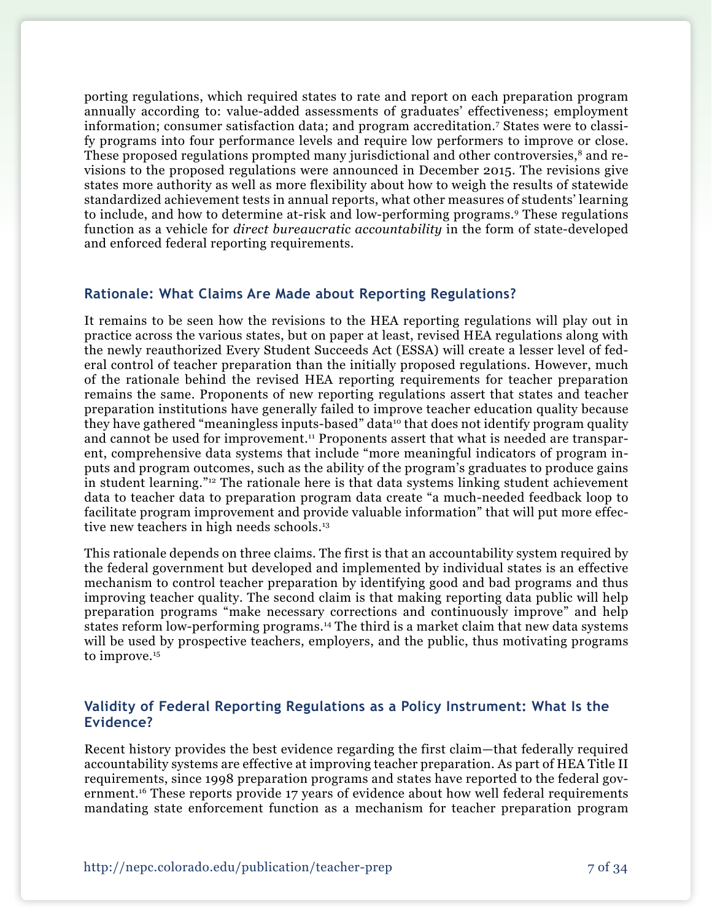porting regulations, which required states to rate and report on each preparation program annually according to: value-added assessments of graduates' effectiveness; employment information; consumer satisfaction data; and program accreditation.[7] States were to classify programs into four performance levels and require low performers to improve or close. These proposed regulations prompted many jurisdictional and other controversies,[8] and revisions to the proposed regulations were announced in December 2015. The revisions give states more authority as well as more flexibility about how to weigh the results of statewide standardized achievement tests in annual reports, what other measures of students' learning to include, and how to determine at-risk and low-performing programs.[9] These regulations function as a vehicle for *direct bureaucratic accountability* in the form of state-developed and enforced federal reporting requirements.

### Rationale: What Claims Are Made about Reporting Regulations?

It remains to be seen how the revisions to the HEA reporting regulations will play out in practice across the various states, but on paper at least, revised HEA regulations along with the newly reauthorized Every Student Succeeds Act (ESSA) will create a lesser level of federal control of teacher preparation than the initially proposed regulations. However, much of the rationale behind the revised HEA reporting requirements for teacher preparation remains the same. Proponents of new reporting regulations assert that states and teacher preparation institutions have generally failed to improve teacher education quality because they have gathered "meaningless inputs-based" data[10] that does not identify program quality and cannot be used for improvement.[11] Proponents assert that what is needed are transparent, comprehensive data systems that include "more meaningful indicators of program inputs and program outcomes, such as the ability of the program's graduates to produce gains in student learning."[12] The rationale here is that data systems linking student achievement data to teacher data to preparation program data create "a much-needed feedback loop to facilitate program improvement and provide valuable information" that will put more effective new teachers in high needs schools.[13]

This rationale depends on three claims. The first is that an accountability system required by the federal government but developed and implemented by individual states is an effective mechanism to control teacher preparation by identifying good and bad programs and thus improving teacher quality. The second claim is that making reporting data public will help preparation programs "make necessary corrections and continuously improve" and help states reform low-performing programs.[14] The third is a market claim that new data systems will be used by prospective teachers, employers, and the public, thus motivating programs to improve.[15]

### Validity of Federal Reporting Regulations as a Policy Instrument: What Is the Evidence?

Recent history provides the best evidence regarding the first claim—that federally required accountability systems are effective at improving teacher preparation. As part of HEA Title II requirements, since 1998 preparation programs and states have reported to the federal government.[16] These reports provide 17 years of evidence about how well federal requirements mandating state enforcement function as a mechanism for teacher preparation program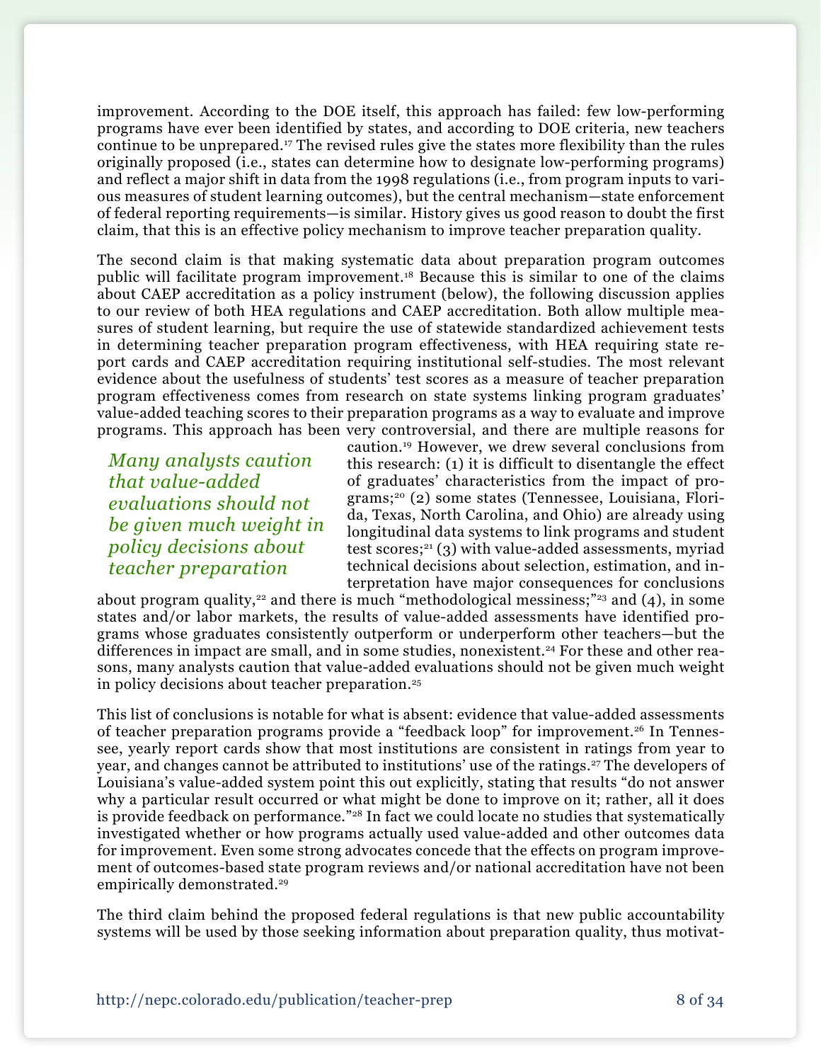improvement. According to the DOE itself, this approach has failed: few low-performing programs have ever been identified by states, and according to DOE criteria, new teachers continue to be unprepared.[17] The revised rules give the states more flexibility than the rules originally proposed (i.e., states can determine how to designate low-performing programs) and reflect a major shift in data from the 1998 regulations (i.e., from program inputs to various measures of student learning outcomes), but the central mechanism—state enforcement of federal reporting requirements—is similar. History gives us good reason to doubt the first claim, that this is an effective policy mechanism to improve teacher preparation quality.

The second claim is that making systematic data about preparation program outcomes public will facilitate program improvement.[18] Because this is similar to one of the claims about CAEP accreditation as a policy instrument (below), the following discussion applies to our review of both HEA regulations and CAEP accreditation. Both allow multiple measures of student learning, but require the use of statewide standardized achievement tests in determining teacher preparation program effectiveness, with HEA requiring state report cards and CAEP accreditation requiring institutional self-studies. The most relevant evidence about the usefulness of students' test scores as a measure of teacher preparation program effectiveness comes from research on state systems linking program graduates' value-added teaching scores to their preparation programs as a way to evaluate and improve programs. This approach has been very controversial, and there are multiple reasons for caution.[19] However, we drew several conclusions from this research: (1) it is difficult to disentangle the effect of graduates' characteristics from the impact of programs;[20] (2) some states (Tennessee, Louisiana, Florida, Texas, North Carolina, and Ohio) are already using longitudinal data systems to link programs and student test scores;[21] (3) with value-added assessments, myriad technical decisions about selection, estimation, and interpretation have major consequences for conclusions about program quality,[22] and there is much "methodological messiness;"[23] and (4), in some states and/or labor markets, the results of value-added assessments have identified programs whose graduates consistently outperform or underperform other teachers—but the differences in impact are small, and in some studies, nonexistent.[24] For these and other reasons, many analysts caution that value-added evaluations should not be given much weight in policy decisions about teacher preparation.[25]

*Many analysts caution that value-added evaluations should not be given much weight in policy decisions about teacher preparation*

This list of conclusions is notable for what is absent: evidence that value-added assessments of teacher preparation programs provide a "feedback loop" for improvement.[26] In Tennessee, yearly report cards show that most institutions are consistent in ratings from year to year, and changes cannot be attributed to institutions' use of the ratings.[27] The developers of Louisiana's value-added system point this out explicitly, stating that results "do not answer why a particular result occurred or what might be done to improve on it; rather, all it does is provide feedback on performance."[28] In fact we could locate no studies that systematically investigated whether or how programs actually used value-added and other outcomes data for improvement. Even some strong advocates concede that the effects on program improvement of outcomes-based state program reviews and/or national accreditation have not been empirically demonstrated.[29]

The third claim behind the proposed federal regulations is that new public accountability systems will be used by those seeking information about preparation quality, thus motivat-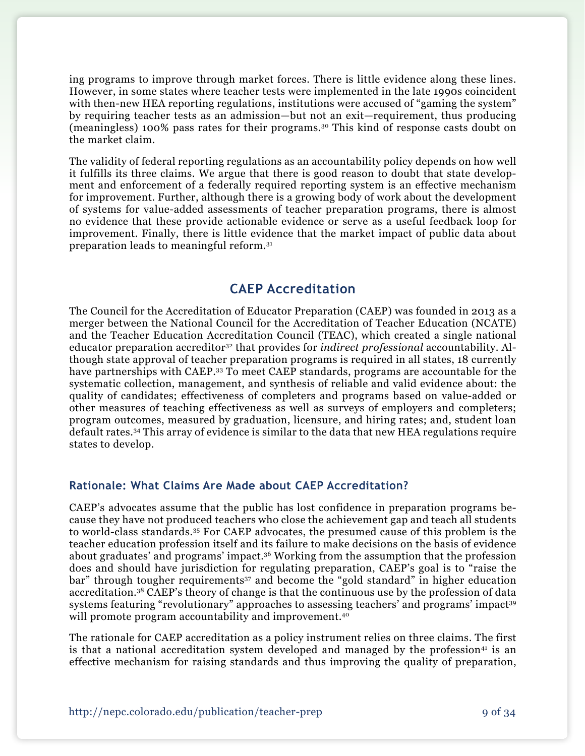ing programs to improve through market forces. There is little evidence along these lines. However, in some states where teacher tests were implemented in the late 1990s coincident with then-new HEA reporting regulations, institutions were accused of "gaming the system" by requiring teacher tests as an admission—but not an exit—requirement, thus producing (meaningless) 100% pass rates for their programs.[30] This kind of response casts doubt on the market claim.

The validity of federal reporting regulations as an accountability policy depends on how well it fulfills its three claims. We argue that there is good reason to doubt that state development and enforcement of a federally required reporting system is an effective mechanism for improvement. Further, although there is a growing body of work about the development of systems for value-added assessments of teacher preparation programs, there is almost no evidence that these provide actionable evidence or serve as a useful feedback loop for improvement. Finally, there is little evidence that the market impact of public data about preparation leads to meaningful reform.[31]

## CAEP Accreditation

The Council for the Accreditation of Educator Preparation (CAEP) was founded in 2013 as a merger between the National Council for the Accreditation of Teacher Education (NCATE) and the Teacher Education Accreditation Council (TEAC), which created a single national educator preparation accreditor[32] that provides for *indirect professional* accountability. Although state approval of teacher preparation programs is required in all states, 18 currently have partnerships with CAEP.[33] To meet CAEP standards, programs are accountable for the systematic collection, management, and synthesis of reliable and valid evidence about: the quality of candidates; effectiveness of completers and programs based on value-added or other measures of teaching effectiveness as well as surveys of employers and completers; program outcomes, measured by graduation, licensure, and hiring rates; and, student loan default rates.[34] This array of evidence is similar to the data that new HEA regulations require states to develop.

### Rationale: What Claims Are Made about CAEP Accreditation?

CAEP's advocates assume that the public has lost confidence in preparation programs because they have not produced teachers who close the achievement gap and teach all students to world-class standards.[35] For CAEP advocates, the presumed cause of this problem is the teacher education profession itself and its failure to make decisions on the basis of evidence about graduates' and programs' impact.[36] Working from the assumption that the profession does and should have jurisdiction for regulating preparation, CAEP's goal is to "raise the bar" through tougher requirements[37] and become the "gold standard" in higher education accreditation.[38] CAEP's theory of change is that the continuous use by the profession of data systems featuring "revolutionary" approaches to assessing teachers' and programs' impact[39] will promote program accountability and improvement.[40]

The rationale for CAEP accreditation as a policy instrument relies on three claims. The first is that a national accreditation system developed and managed by the profession[41] is an effective mechanism for raising standards and thus improving the quality of preparation,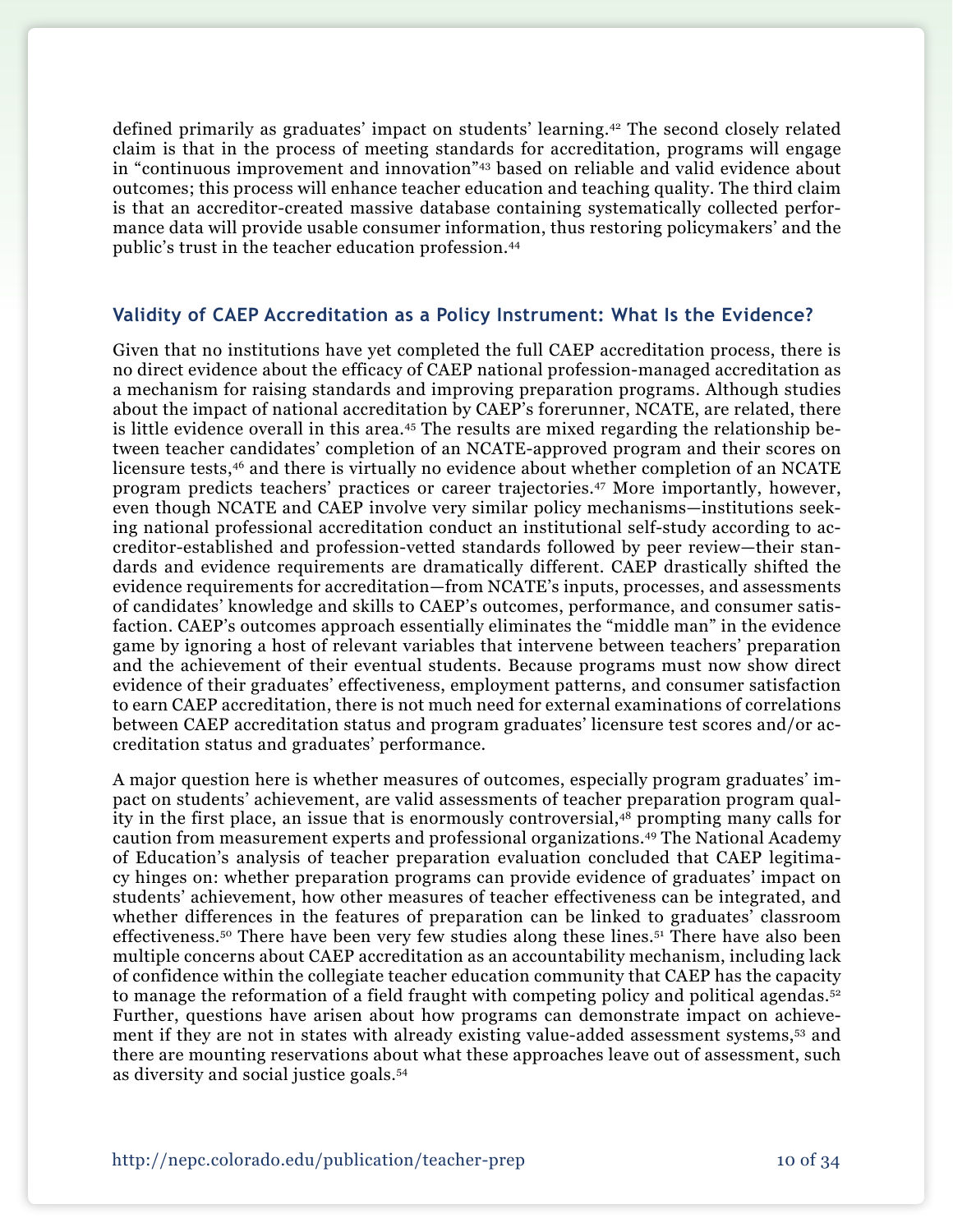defined primarily as graduates' impact on students' learning.[42] The second closely related claim is that in the process of meeting standards for accreditation, programs will engage in "continuous improvement and innovation"[43] based on reliable and valid evidence about outcomes; this process will enhance teacher education and teaching quality. The third claim is that an accreditor-created massive database containing systematically collected performance data will provide usable consumer information, thus restoring policymakers' and the public's trust in the teacher education profession.[44]

### Validity of CAEP Accreditation as a Policy Instrument: What Is the Evidence?

Given that no institutions have yet completed the full CAEP accreditation process, there is no direct evidence about the efficacy of CAEP national profession-managed accreditation as a mechanism for raising standards and improving preparation programs. Although studies about the impact of national accreditation by CAEP's forerunner, NCATE, are related, there is little evidence overall in this area.[45] The results are mixed regarding the relationship between teacher candidates' completion of an NCATE-approved program and their scores on licensure tests,[46] and there is virtually no evidence about whether completion of an NCATE program predicts teachers' practices or career trajectories.[47] More importantly, however, even though NCATE and CAEP involve very similar policy mechanisms—institutions seeking national professional accreditation conduct an institutional self-study according to accreditor-established and profession-vetted standards followed by peer review—their standards and evidence requirements are dramatically different. CAEP drastically shifted the evidence requirements for accreditation—from NCATE's inputs, processes, and assessments of candidates' knowledge and skills to CAEP's outcomes, performance, and consumer satisfaction. CAEP's outcomes approach essentially eliminates the "middle man" in the evidence game by ignoring a host of relevant variables that intervene between teachers' preparation and the achievement of their eventual students. Because programs must now show direct evidence of their graduates' effectiveness, employment patterns, and consumer satisfaction to earn CAEP accreditation, there is not much need for external examinations of correlations between CAEP accreditation status and program graduates' licensure test scores and/or accreditation status and graduates' performance.

A major question here is whether measures of outcomes, especially program graduates' impact on students' achievement, are valid assessments of teacher preparation program quality in the first place, an issue that is enormously controversial,[48] prompting many calls for caution from measurement experts and professional organizations.[49] The National Academy of Education's analysis of teacher preparation evaluation concluded that CAEP legitimacy hinges on: whether preparation programs can provide evidence of graduates' impact on students' achievement, how other measures of teacher effectiveness can be integrated, and whether differences in the features of preparation can be linked to graduates' classroom effectiveness.[50] There have been very few studies along these lines.[51] There have also been multiple concerns about CAEP accreditation as an accountability mechanism, including lack of confidence within the collegiate teacher education community that CAEP has the capacity to manage the reformation of a field fraught with competing policy and political agendas.[52] Further, questions have arisen about how programs can demonstrate impact on achievement if they are not in states with already existing value-added assessment systems,[53] and there are mounting reservations about what these approaches leave out of assessment, such as diversity and social justice goals.[54]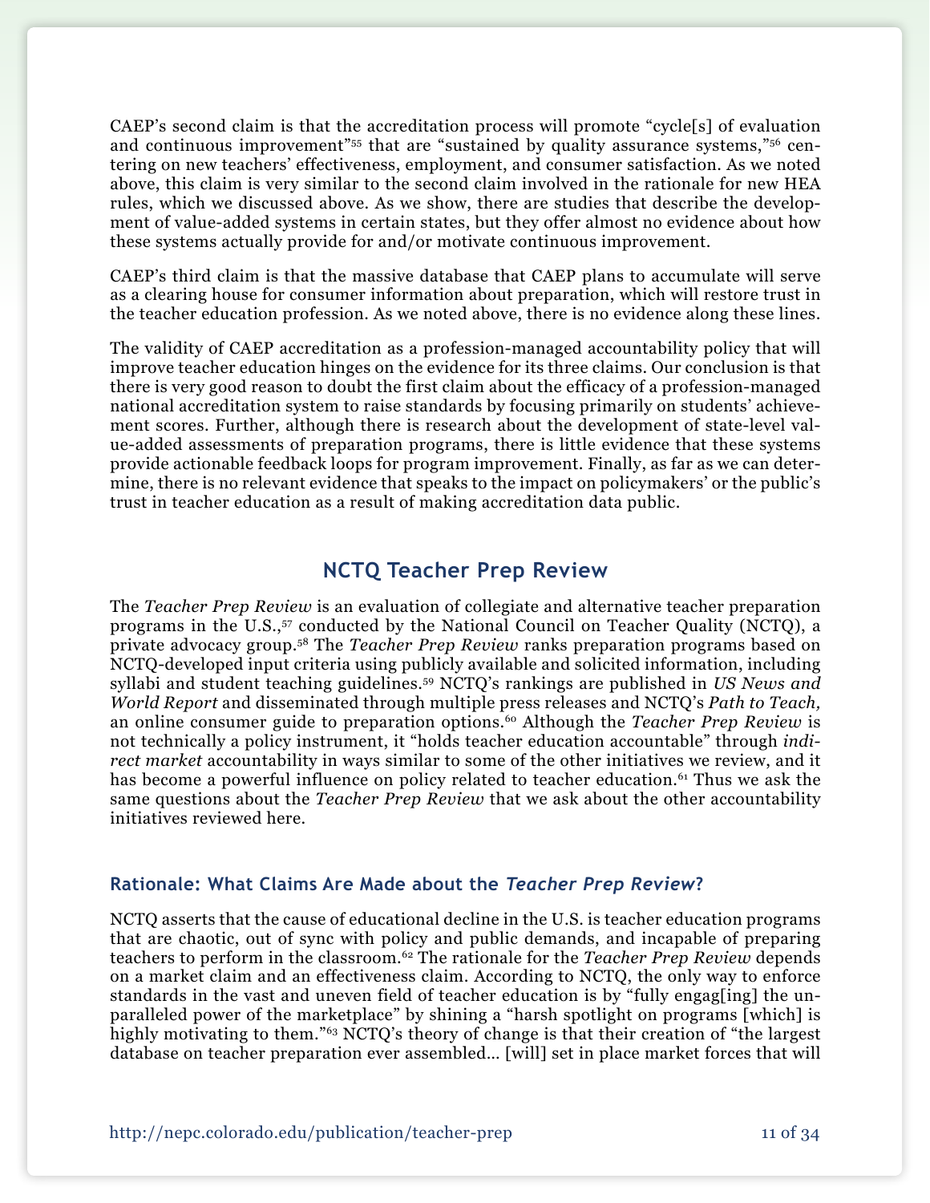CAEP's second claim is that the accreditation process will promote "cycle[s] of evaluation and continuous improvement"[55] that are "sustained by quality assurance systems,"[56] centering on new teachers' effectiveness, employment, and consumer satisfaction. As we noted above, this claim is very similar to the second claim involved in the rationale for new HEA rules, which we discussed above. As we show, there are studies that describe the development of value-added systems in certain states, but they offer almost no evidence about how these systems actually provide for and/or motivate continuous improvement.

CAEP's third claim is that the massive database that CAEP plans to accumulate will serve as a clearing house for consumer information about preparation, which will restore trust in the teacher education profession. As we noted above, there is no evidence along these lines.

The validity of CAEP accreditation as a profession-managed accountability policy that will improve teacher education hinges on the evidence for its three claims. Our conclusion is that there is very good reason to doubt the first claim about the efficacy of a profession-managed national accreditation system to raise standards by focusing primarily on students' achievement scores. Further, although there is research about the development of state-level value-added assessments of preparation programs, there is little evidence that these systems provide actionable feedback loops for program improvement. Finally, as far as we can determine, there is no relevant evidence that speaks to the impact on policymakers' or the public's trust in teacher education as a result of making accreditation data public.

## NCTQ Teacher Prep Review

The *Teacher Prep Review* is an evaluation of collegiate and alternative teacher preparation programs in the U.S.,[57] conducted by the National Council on Teacher Quality (NCTQ), a private advocacy group.[58] The *Teacher Prep Review* ranks preparation programs based on NCTQ-developed input criteria using publicly available and solicited information, including syllabi and student teaching guidelines.[59] NCTQ's rankings are published in *US News and World Report* and disseminated through multiple press releases and NCTQ's *Path to Teach,* an online consumer guide to preparation options.[60] Although the *Teacher Prep Review* is not technically a policy instrument, it "holds teacher education accountable" through *indirect market* accountability in ways similar to some of the other initiatives we review, and it has become a powerful influence on policy related to teacher education.[61] Thus we ask the same questions about the *Teacher Prep Review* that we ask about the other accountability initiatives reviewed here.

### Rationale: What Claims Are Made about the *Teacher Prep Review*?

NCTQ asserts that the cause of educational decline in the U.S. is teacher education programs that are chaotic, out of sync with policy and public demands, and incapable of preparing teachers to perform in the classroom.[62] The rationale for the *Teacher Prep Review* depends on a market claim and an effectiveness claim. According to NCTQ, the only way to enforce standards in the vast and uneven field of teacher education is by "fully engag[ing] the unparalleled power of the marketplace" by shining a "harsh spotlight on programs [which] is highly motivating to them."[63] NCTQ's theory of change is that their creation of "the largest database on teacher preparation ever assembled… [will] set in place market forces that will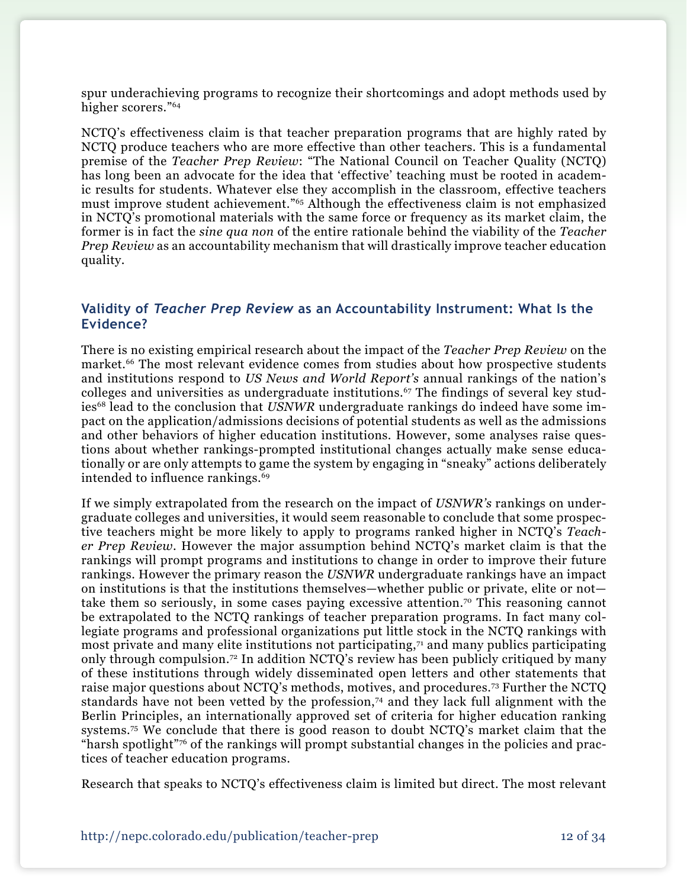spur underachieving programs to recognize their shortcomings and adopt methods used by higher scorers."[64]

NCTQ's effectiveness claim is that teacher preparation programs that are highly rated by NCTQ produce teachers who are more effective than other teachers. This is a fundamental premise of the *Teacher Prep Review*: "The National Council on Teacher Quality (NCTQ) has long been an advocate for the idea that 'effective' teaching must be rooted in academic results for students. Whatever else they accomplish in the classroom, effective teachers must improve student achievement."[65] Although the effectiveness claim is not emphasized in NCTQ's promotional materials with the same force or frequency as its market claim, the former is in fact the *sine qua non* of the entire rationale behind the viability of the *Teacher Prep Review* as an accountability mechanism that will drastically improve teacher education quality.

### Validity of *Teacher Prep Review* as an Accountability Instrument: What Is the Evidence?

There is no existing empirical research about the impact of the *Teacher Prep Review* on the market.[66] The most relevant evidence comes from studies about how prospective students and institutions respond to *US News and World Report's* annual rankings of the nation's colleges and universities as undergraduate institutions.[67] The findings of several key studies[68] lead to the conclusion that *USNWR* undergraduate rankings do indeed have some impact on the application/admissions decisions of potential students as well as the admissions and other behaviors of higher education institutions. However, some analyses raise questions about whether rankings-prompted institutional changes actually make sense educationally or are only attempts to game the system by engaging in "sneaky" actions deliberately intended to influence rankings.[69]

If we simply extrapolated from the research on the impact of *USNWR's* rankings on undergraduate colleges and universities, it would seem reasonable to conclude that some prospective teachers might be more likely to apply to programs ranked higher in NCTQ's *Teacher Prep Review*. However the major assumption behind NCTQ's market claim is that the rankings will prompt programs and institutions to change in order to improve their future rankings. However the primary reason the *USNWR* undergraduate rankings have an impact on institutions is that the institutions themselves—whether public or private, elite or not—take them so seriously, in some cases paying excessive attention.[70] This reasoning cannot be extrapolated to the NCTQ rankings of teacher preparation programs. In fact many collegiate programs and professional organizations put little stock in the NCTQ rankings with most private and many elite institutions not participating,[71] and many publics participating only through compulsion.[72] In addition NCTQ's review has been publicly critiqued by many of these institutions through widely disseminated open letters and other statements that raise major questions about NCTQ's methods, motives, and procedures.[73] Further the NCTQ standards have not been vetted by the profession,[74] and they lack full alignment with the Berlin Principles, an internationally approved set of criteria for higher education ranking systems.[75] We conclude that there is good reason to doubt NCTQ's market claim that the "harsh spotlight"[76] of the rankings will prompt substantial changes in the policies and practices of teacher education programs.

Research that speaks to NCTQ's effectiveness claim is limited but direct. The most relevant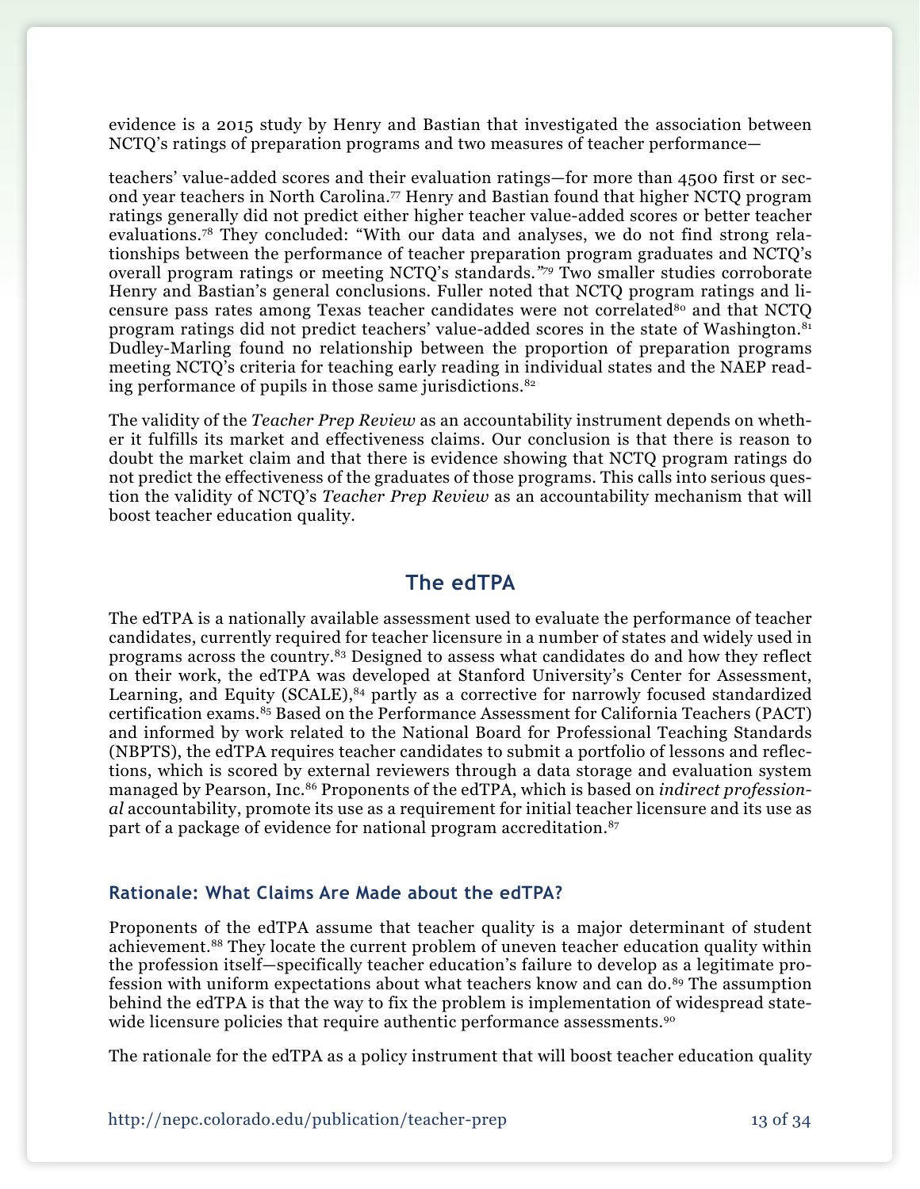evidence is a 2015 study by Henry and Bastian that investigated the association between NCTQ's ratings of preparation programs and two measures of teacher performance—

teachers' value-added scores and their evaluation ratings—for more than 4500 first or second year teachers in North Carolina.[77] Henry and Bastian found that higher NCTQ program ratings generally did not predict either higher teacher value-added scores or better teacher evaluations.[78] They concluded: "With our data and analyses, we do not find strong relationships between the performance of teacher preparation program graduates and NCTQ's overall program ratings or meeting NCTQ's standards."[79] Two smaller studies corroborate Henry and Bastian's general conclusions. Fuller noted that NCTQ program ratings and licensure pass rates among Texas teacher candidates were not correlated[80] and that NCTQ program ratings did not predict teachers' value-added scores in the state of Washington.[81] Dudley-Marling found no relationship between the proportion of preparation programs meeting NCTQ's criteria for teaching early reading in individual states and the NAEP reading performance of pupils in those same jurisdictions.[82]

The validity of the *Teacher Prep Review* as an accountability instrument depends on whether it fulfills its market and effectiveness claims. Our conclusion is that there is reason to doubt the market claim and that there is evidence showing that NCTQ program ratings do not predict the effectiveness of the graduates of those programs. This calls into serious question the validity of NCTQ's *Teacher Prep Review* as an accountability mechanism that will boost teacher education quality.

## The edTPA

The edTPA is a nationally available assessment used to evaluate the performance of teacher candidates, currently required for teacher licensure in a number of states and widely used in programs across the country.[83] Designed to assess what candidates do and how they reflect on their work, the edTPA was developed at Stanford University's Center for Assessment, Learning, and Equity (SCALE),[84] partly as a corrective for narrowly focused standardized certification exams.[85] Based on the Performance Assessment for California Teachers (PACT) and informed by work related to the National Board for Professional Teaching Standards (NBPTS), the edTPA requires teacher candidates to submit a portfolio of lessons and reflections, which is scored by external reviewers through a data storage and evaluation system managed by Pearson, Inc.[86] Proponents of the edTPA, which is based on *indirect professional* accountability, promote its use as a requirement for initial teacher licensure and its use as part of a package of evidence for national program accreditation.[87]

### Rationale: What Claims Are Made about the edTPA?

Proponents of the edTPA assume that teacher quality is a major determinant of student achievement.[88] They locate the current problem of uneven teacher education quality within the profession itself—specifically teacher education's failure to develop as a legitimate profession with uniform expectations about what teachers know and can do.[89] The assumption behind the edTPA is that the way to fix the problem is implementation of widespread statewide licensure policies that require authentic performance assessments.[90]

The rationale for the edTPA as a policy instrument that will boost teacher education quality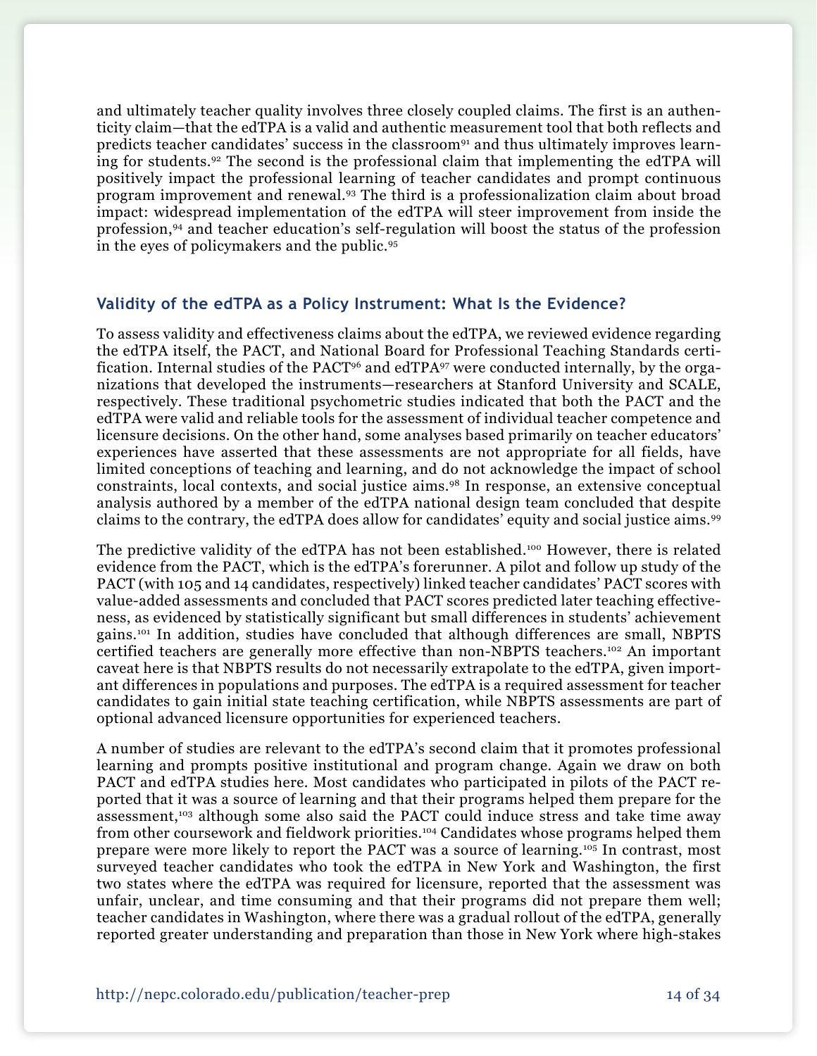and ultimately teacher quality involves three closely coupled claims. The first is an authenticity claim—that the edTPA is a valid and authentic measurement tool that both reflects and predicts teacher candidates' success in the classroom[91] and thus ultimately improves learning for students.[92] The second is the professional claim that implementing the edTPA will positively impact the professional learning of teacher candidates and prompt continuous program improvement and renewal.[93] The third is a professionalization claim about broad impact: widespread implementation of the edTPA will steer improvement from inside the profession,[94] and teacher education's self-regulation will boost the status of the profession in the eyes of policymakers and the public.[95]

### Validity of the edTPA as a Policy Instrument: What Is the Evidence?

To assess validity and effectiveness claims about the edTPA, we reviewed evidence regarding the edTPA itself, the PACT, and National Board for Professional Teaching Standards certification. Internal studies of the PACT[96] and edTPA[97] were conducted internally, by the organizations that developed the instruments—researchers at Stanford University and SCALE, respectively. These traditional psychometric studies indicated that both the PACT and the edTPA were valid and reliable tools for the assessment of individual teacher competence and licensure decisions. On the other hand, some analyses based primarily on teacher educators' experiences have asserted that these assessments are not appropriate for all fields, have limited conceptions of teaching and learning, and do not acknowledge the impact of school constraints, local contexts, and social justice aims.[98] In response, an extensive conceptual analysis authored by a member of the edTPA national design team concluded that despite claims to the contrary, the edTPA does allow for candidates' equity and social justice aims.[99]

The predictive validity of the edTPA has not been established.[100] However, there is related evidence from the PACT, which is the edTPA's forerunner. A pilot and follow up study of the PACT (with 105 and 14 candidates, respectively) linked teacher candidates' PACT scores with value-added assessments and concluded that PACT scores predicted later teaching effectiveness, as evidenced by statistically significant but small differences in students' achievement gains.[101] In addition, studies have concluded that although differences are small, NBPTS certified teachers are generally more effective than non-NBPTS teachers.[102] An important caveat here is that NBPTS results do not necessarily extrapolate to the edTPA, given important differences in populations and purposes. The edTPA is a required assessment for teacher candidates to gain initial state teaching certification, while NBPTS assessments are part of optional advanced licensure opportunities for experienced teachers.

A number of studies are relevant to the edTPA's second claim that it promotes professional learning and prompts positive institutional and program change. Again we draw on both PACT and edTPA studies here. Most candidates who participated in pilots of the PACT reported that it was a source of learning and that their programs helped them prepare for the assessment,[103] although some also said the PACT could induce stress and take time away from other coursework and fieldwork priorities.[104] Candidates whose programs helped them prepare were more likely to report the PACT was a source of learning.[105] In contrast, most surveyed teacher candidates who took the edTPA in New York and Washington, the first two states where the edTPA was required for licensure, reported that the assessment was unfair, unclear, and time consuming and that their programs did not prepare them well; teacher candidates in Washington, where there was a gradual rollout of the edTPA, generally reported greater understanding and preparation than those in New York where high-stakes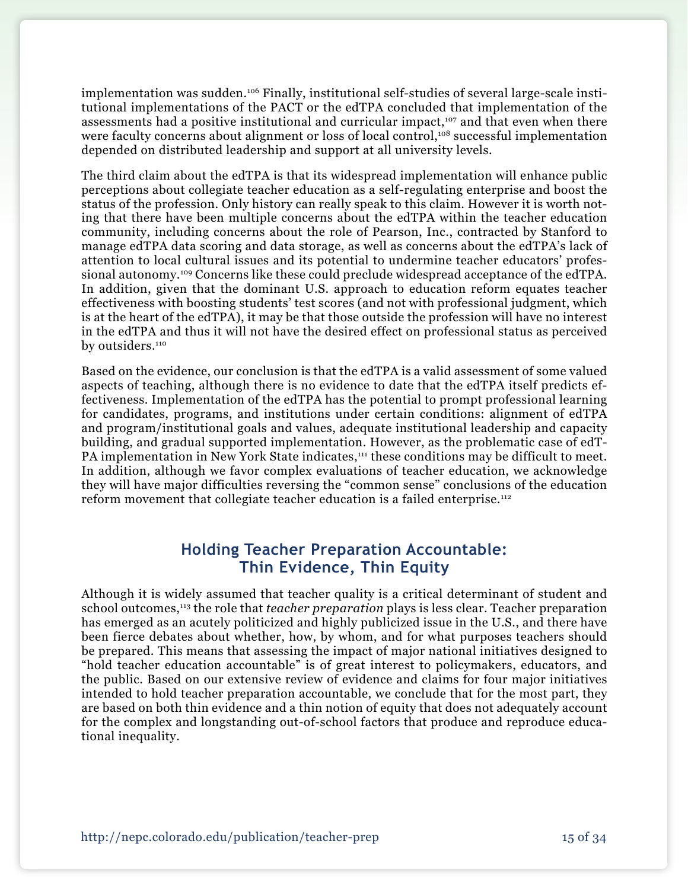implementation was sudden.[106] Finally, institutional self-studies of several large-scale institutional implementations of the PACT or the edTPA concluded that implementation of the assessments had a positive institutional and curricular impact,[107] and that even when there were faculty concerns about alignment or loss of local control,[108] successful implementation depended on distributed leadership and support at all university levels.

The third claim about the edTPA is that its widespread implementation will enhance public perceptions about collegiate teacher education as a self-regulating enterprise and boost the status of the profession. Only history can really speak to this claim. However it is worth noting that there have been multiple concerns about the edTPA within the teacher education community, including concerns about the role of Pearson, Inc., contracted by Stanford to manage edTPA data scoring and data storage, as well as concerns about the edTPA's lack of attention to local cultural issues and its potential to undermine teacher educators' professional autonomy.[109] Concerns like these could preclude widespread acceptance of the edTPA. In addition, given that the dominant U.S. approach to education reform equates teacher effectiveness with boosting students' test scores (and not with professional judgment, which is at the heart of the edTPA), it may be that those outside the profession will have no interest in the edTPA and thus it will not have the desired effect on professional status as perceived by outsiders.[110]

Based on the evidence, our conclusion is that the edTPA is a valid assessment of some valued aspects of teaching, although there is no evidence to date that the edTPA itself predicts effectiveness. Implementation of the edTPA has the potential to prompt professional learning for candidates, programs, and institutions under certain conditions: alignment of edTPA and program/institutional goals and values, adequate institutional leadership and capacity building, and gradual supported implementation. However, as the problematic case of edTPA implementation in New York State indicates,[111] these conditions may be difficult to meet. In addition, although we favor complex evaluations of teacher education, we acknowledge they will have major difficulties reversing the "common sense" conclusions of the education reform movement that collegiate teacher education is a failed enterprise.[112]

## Holding Teacher Preparation Accountable: Thin Evidence, Thin Equity

Although it is widely assumed that teacher quality is a critical determinant of student and school outcomes,[113] the role that *teacher preparation* plays is less clear. Teacher preparation has emerged as an acutely politicized and highly publicized issue in the U.S., and there have been fierce debates about whether, how, by whom, and for what purposes teachers should be prepared. This means that assessing the impact of major national initiatives designed to "hold teacher education accountable" is of great interest to policymakers, educators, and the public. Based on our extensive review of evidence and claims for four major initiatives intended to hold teacher preparation accountable, we conclude that for the most part, they are based on both thin evidence and a thin notion of equity that does not adequately account for the complex and longstanding out-of-school factors that produce and reproduce educational inequality.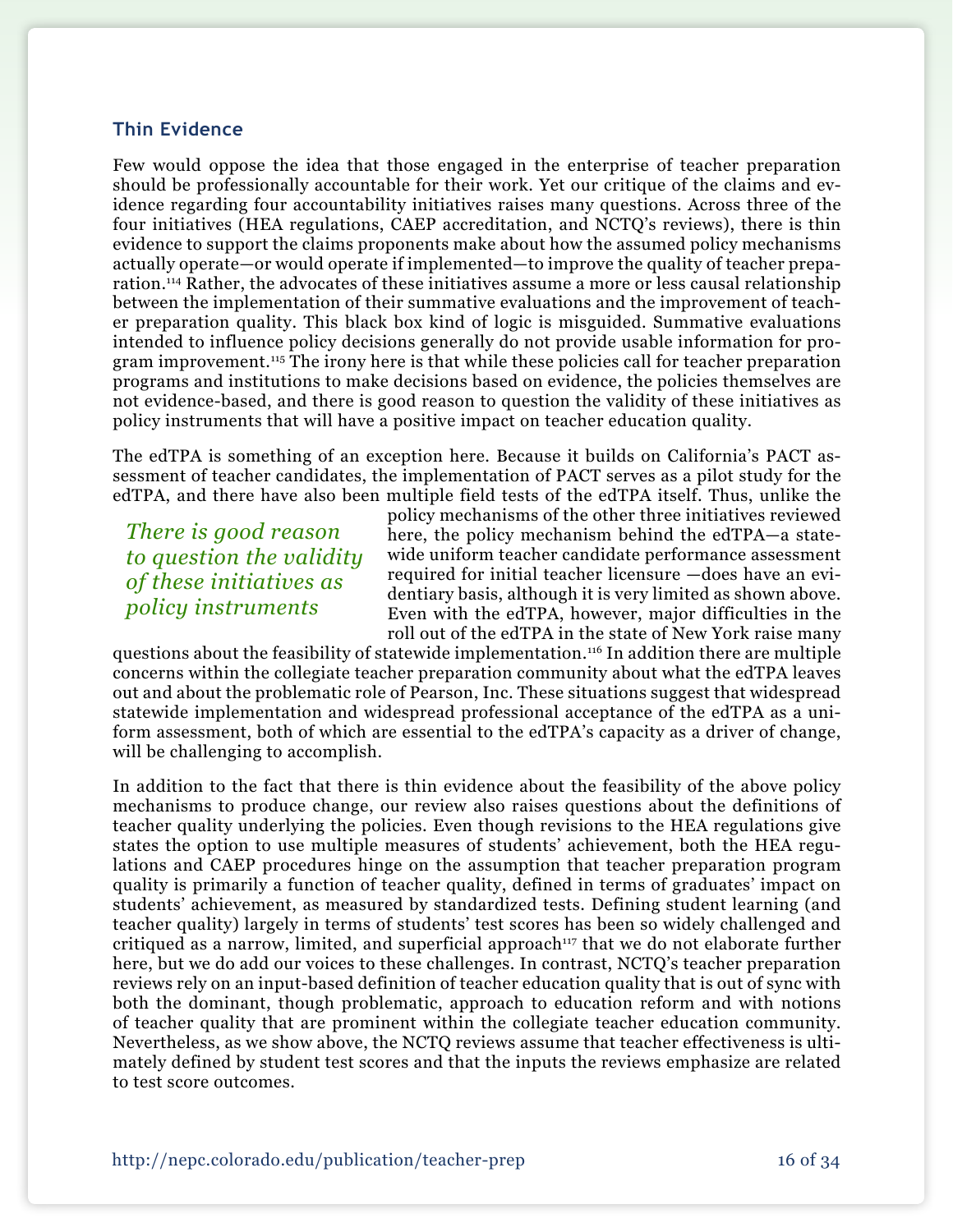## Thin Evidence

Few would oppose the idea that those engaged in the enterprise of teacher preparation should be professionally accountable for their work. Yet our critique of the claims and evidence regarding four accountability initiatives raises many questions. Across three of the four initiatives (HEA regulations, CAEP accreditation, and NCTQ's reviews), there is thin evidence to support the claims proponents make about how the assumed policy mechanisms actually operate—or would operate if implemented—to improve the quality of teacher preparation.[114] Rather, the advocates of these initiatives assume a more or less causal relationship between the implementation of their summative evaluations and the improvement of teacher preparation quality. This black box kind of logic is misguided. Summative evaluations intended to influence policy decisions generally do not provide usable information for program improvement.[115] The irony here is that while these policies call for teacher preparation programs and institutions to make decisions based on evidence, the policies themselves are not evidence-based, and there is good reason to question the validity of these initiatives as policy instruments that will have a positive impact on teacher education quality.

The edTPA is something of an exception here. Because it builds on California's PACT assessment of teacher candidates, the implementation of PACT serves as a pilot study for the edTPA, and there have also been multiple field tests of the edTPA itself. Thus, unlike the policy mechanisms of the other three initiatives reviewed here, the policy mechanism behind the edTPA—a statewide uniform teacher candidate performance assessment required for initial teacher licensure —does have an evidentiary basis, although it is very limited as shown above. Even with the edTPA, however, major difficulties in the roll out of the edTPA in the state of New York raise many questions about the feasibility of statewide implementation.[116] In addition there are multiple concerns within the collegiate teacher preparation community about what the edTPA leaves out and about the problematic role of Pearson, Inc. These situations suggest that widespread statewide implementation and widespread professional acceptance of the edTPA as a uniform assessment, both of which are essential to the edTPA's capacity as a driver of change, will be challenging to accomplish.

*There is good reason to question the validity of these initiatives as policy instruments*

In addition to the fact that there is thin evidence about the feasibility of the above policy mechanisms to produce change, our review also raises questions about the definitions of teacher quality underlying the policies. Even though revisions to the HEA regulations give states the option to use multiple measures of students' achievement, both the HEA regulations and CAEP procedures hinge on the assumption that teacher preparation program quality is primarily a function of teacher quality, defined in terms of graduates' impact on students' achievement, as measured by standardized tests. Defining student learning (and teacher quality) largely in terms of students' test scores has been so widely challenged and critiqued as a narrow, limited, and superficial approach[117] that we do not elaborate further here, but we do add our voices to these challenges. In contrast, NCTQ's teacher preparation reviews rely on an input-based definition of teacher education quality that is out of sync with both the dominant, though problematic, approach to education reform and with notions of teacher quality that are prominent within the collegiate teacher education community. Nevertheless, as we show above, the NCTQ reviews assume that teacher effectiveness is ultimately defined by student test scores and that the inputs the reviews emphasize are related to test score outcomes.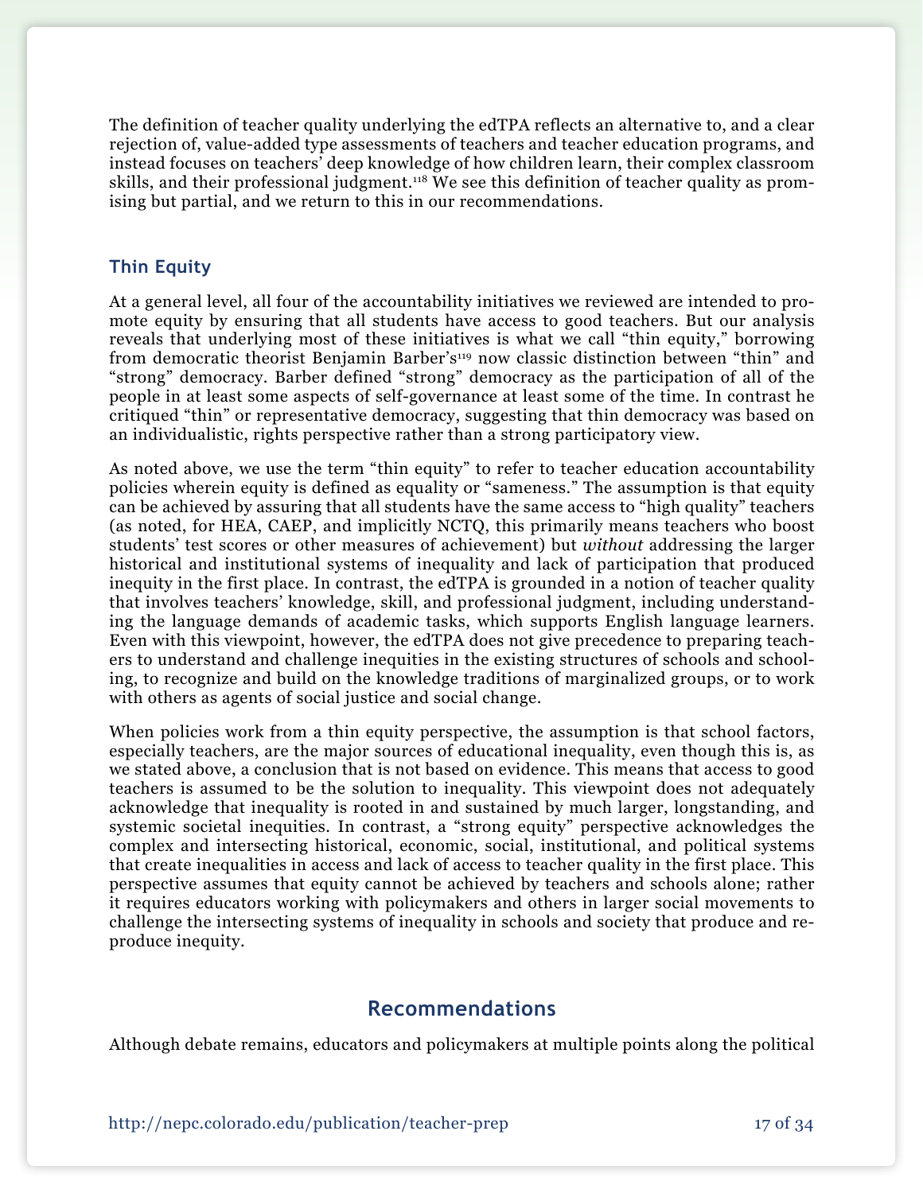The definition of teacher quality underlying the edTPA reflects an alternative to, and a clear rejection of, value-added type assessments of teachers and teacher education programs, and instead focuses on teachers' deep knowledge of how children learn, their complex classroom skills, and their professional judgment.[118] We see this definition of teacher quality as promising but partial, and we return to this in our recommendations.

### Thin Equity

At a general level, all four of the accountability initiatives we reviewed are intended to promote equity by ensuring that all students have access to good teachers. But our analysis reveals that underlying most of these initiatives is what we call "thin equity," borrowing from democratic theorist Benjamin Barber's[119] now classic distinction between "thin" and "strong" democracy. Barber defined "strong" democracy as the participation of all of the people in at least some aspects of self-governance at least some of the time. In contrast he critiqued "thin" or representative democracy, suggesting that thin democracy was based on an individualistic, rights perspective rather than a strong participatory view.

As noted above, we use the term "thin equity" to refer to teacher education accountability policies wherein equity is defined as equality or "sameness." The assumption is that equity can be achieved by assuring that all students have the same access to "high quality" teachers (as noted, for HEA, CAEP, and implicitly NCTQ, this primarily means teachers who boost students' test scores or other measures of achievement) but *without* addressing the larger historical and institutional systems of inequality and lack of participation that produced inequity in the first place. In contrast, the edTPA is grounded in a notion of teacher quality that involves teachers' knowledge, skill, and professional judgment, including understanding the language demands of academic tasks, which supports English language learners. Even with this viewpoint, however, the edTPA does not give precedence to preparing teachers to understand and challenge inequities in the existing structures of schools and schooling, to recognize and build on the knowledge traditions of marginalized groups, or to work with others as agents of social justice and social change.

When policies work from a thin equity perspective, the assumption is that school factors, especially teachers, are the major sources of educational inequality, even though this is, as we stated above, a conclusion that is not based on evidence. This means that access to good teachers is assumed to be the solution to inequality. This viewpoint does not adequately acknowledge that inequality is rooted in and sustained by much larger, longstanding, and systemic societal inequities. In contrast, a "strong equity" perspective acknowledges the complex and intersecting historical, economic, social, institutional, and political systems that create inequalities in access and lack of access to teacher quality in the first place. This perspective assumes that equity cannot be achieved by teachers and schools alone; rather it requires educators working with policymakers and others in larger social movements to challenge the intersecting systems of inequality in schools and society that produce and reproduce inequity.

## Recommendations

Although debate remains, educators and policymakers at multiple points along the political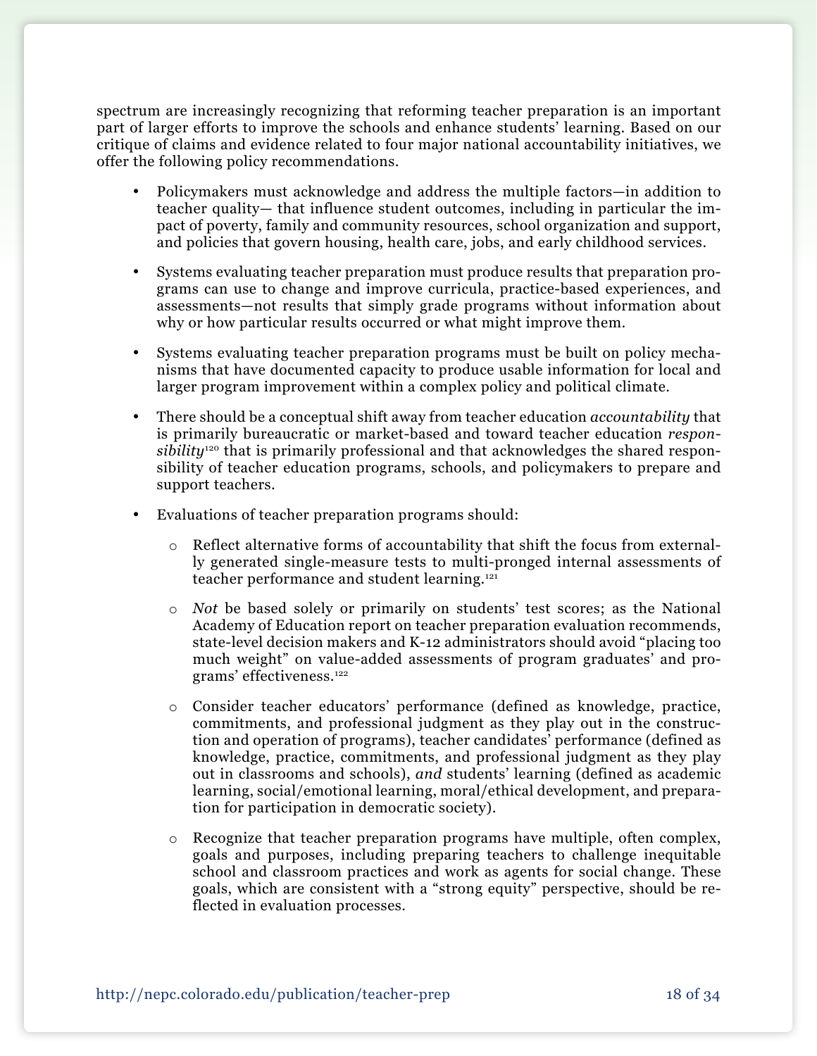spectrum are increasingly recognizing that reforming teacher preparation is an important part of larger efforts to improve the schools and enhance students' learning. Based on our critique of claims and evidence related to four major national accountability initiatives, we offer the following policy recommendations.

- Policymakers must acknowledge and address the multiple factors—in addition to teacher quality— that influence student outcomes, including in particular the impact of poverty, family and community resources, school organization and support, and policies that govern housing, health care, jobs, and early childhood services.

- Systems evaluating teacher preparation must produce results that preparation programs can use to change and improve curricula, practice-based experiences, and assessments—not results that simply grade programs without information about why or how particular results occurred or what might improve them.

- Systems evaluating teacher preparation programs must be built on policy mechanisms that have documented capacity to produce usable information for local and larger program improvement within a complex policy and political climate.

- There should be a conceptual shift away from teacher education *accountability* that is primarily bureaucratic or market-based and toward teacher education *responsibility*[120] that is primarily professional and that acknowledges the shared responsibility of teacher education programs, schools, and policymakers to prepare and support teachers.

- Evaluations of teacher preparation programs should:

    - Reflect alternative forms of accountability that shift the focus from externally generated single-measure tests to multi-pronged internal assessments of teacher performance and student learning.[121]

    - *Not* be based solely or primarily on students' test scores; as the National Academy of Education report on teacher preparation evaluation recommends, state-level decision makers and K-12 administrators should avoid "placing too much weight" on value-added assessments of program graduates' and programs' effectiveness.[122]

    - Consider teacher educators' performance (defined as knowledge, practice, commitments, and professional judgment as they play out in the construction and operation of programs), teacher candidates' performance (defined as knowledge, practice, commitments, and professional judgment as they play out in classrooms and schools), *and* students' learning (defined as academic learning, social/emotional learning, moral/ethical development, and preparation for participation in democratic society).

    - Recognize that teacher preparation programs have multiple, often complex, goals and purposes, including preparing teachers to challenge inequitable school and classroom practices and work as agents for social change. These goals, which are consistent with a "strong equity" perspective, should be reflected in evaluation processes.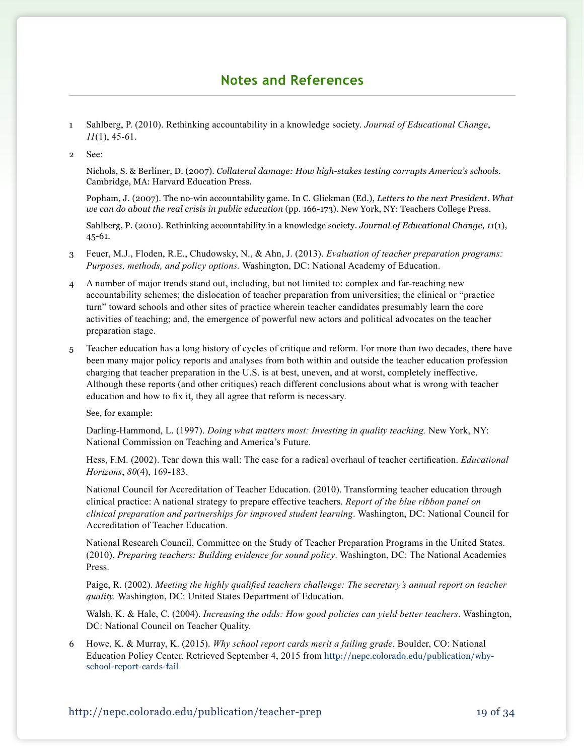## Notes and References

1 Sahlberg, P. (2010). Rethinking accountability in a knowledge society. *Journal of Educational Change*, *11*(1), 45-61.

2 See:

Nichols, S. & Berliner, D. (2007). *Collateral damage: How high-stakes testing corrupts America's schools*. Cambridge, MA: Harvard Education Press.

Popham, J. (2007). The no-win accountability game. In C. Glickman (Ed.), *Letters to the next President. What we can do about the real crisis in public education* (pp. 166-173). New York, NY: Teachers College Press.

Sahlberg, P. (2010). Rethinking accountability in a knowledge society. *Journal of Educational Change*, *11*(1), 45-61.

3 Feuer, M.J., Floden, R.E., Chudowsky, N., & Ahn, J. (2013). *Evaluation of teacher preparation programs: Purposes, methods, and policy options.* Washington, DC: National Academy of Education.

4 A number of major trends stand out, including, but not limited to: complex and far-reaching new accountability schemes; the dislocation of teacher preparation from universities; the clinical or "practice turn" toward schools and other sites of practice wherein teacher candidates presumably learn the core activities of teaching; and, the emergence of powerful new actors and political advocates on the teacher preparation stage.

5 Teacher education has a long history of cycles of critique and reform. For more than two decades, there have been many major policy reports and analyses from both within and outside the teacher education profession charging that teacher preparation in the U.S. is at best, uneven, and at worst, completely ineffective. Although these reports (and other critiques) reach different conclusions about what is wrong with teacher education and how to fix it, they all agree that reform is necessary.

See, for example:

Darling-Hammond, L. (1997). *Doing what matters most: Investing in quality teaching.* New York, NY: National Commission on Teaching and America's Future.

Hess, F.M. (2002). Tear down this wall: The case for a radical overhaul of teacher certification. *Educational Horizons*, *80*(4), 169-183.

National Council for Accreditation of Teacher Education. (2010). Transforming teacher education through clinical practice: A national strategy to prepare effective teachers. *Report of the blue ribbon panel on clinical preparation and partnerships for improved student learning*. Washington, DC: National Council for Accreditation of Teacher Education.

National Research Council, Committee on the Study of Teacher Preparation Programs in the United States. (2010). *Preparing teachers: Building evidence for sound policy*. Washington, DC: The National Academies Press.

Paige, R. (2002). *Meeting the highly qualified teachers challenge: The secretary's annual report on teacher quality.* Washington, DC: United States Department of Education.

Walsh, K. & Hale, C. (2004). *Increasing the odds: How good policies can yield better teachers*. Washington, DC: National Council on Teacher Quality.

6 Howe, K. & Murray, K. (2015). *Why school report cards merit a failing grade*. Boulder, CO: National Education Policy Center. Retrieved September 4, 2015 from http://nepc.colorado.edu/publication/why-school-report-cards-fail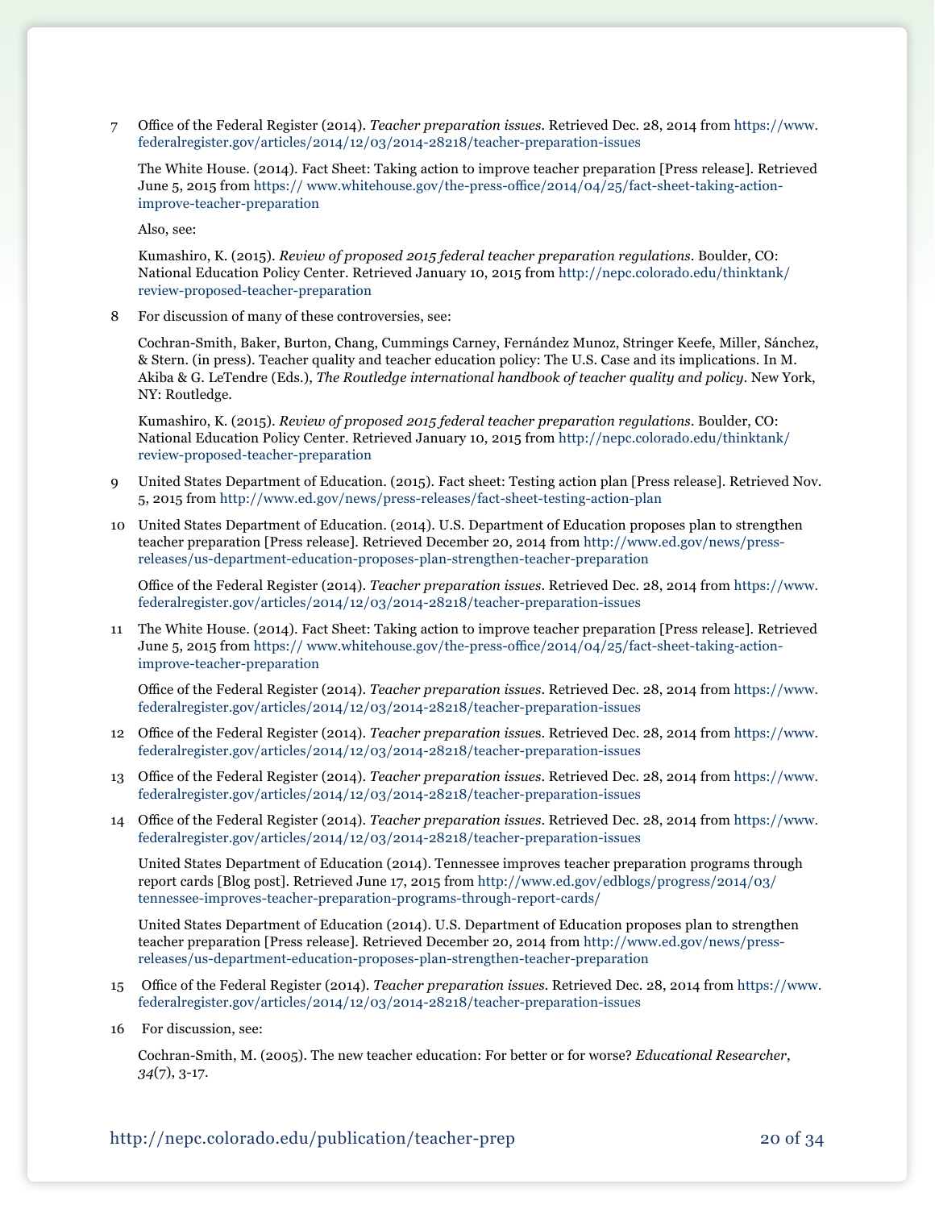7 Office of the Federal Register (2014). *Teacher preparation issues*. Retrieved Dec. 28, 2014 from https://www.federalregister.gov/articles/2014/12/03/2014-28218/teacher-preparation-issues

The White House. (2014). Fact Sheet: Taking action to improve teacher preparation [Press release]. Retrieved June 5, 2015 from https:// www.whitehouse.gov/the-press-office/2014/04/25/fact-sheet-taking-action-improve-teacher-preparation

Also, see:

Kumashiro, K. (2015). *Review of proposed 2015 federal teacher preparation regulations*. Boulder, CO: National Education Policy Center. Retrieved January 10, 2015 from http://nepc.colorado.edu/thinktank/review-proposed-teacher-preparation

8 For discussion of many of these controversies, see:

Cochran-Smith, Baker, Burton, Chang, Cummings Carney, Fernández Munoz, Stringer Keefe, Miller, Sánchez, & Stern. (in press). Teacher quality and teacher education policy: The U.S. Case and its implications. In M. Akiba & G. LeTendre (Eds.), *The Routledge international handbook of teacher quality and policy*. New York, NY: Routledge.

Kumashiro, K. (2015). *Review of proposed 2015 federal teacher preparation regulations*. Boulder, CO: National Education Policy Center. Retrieved January 10, 2015 from http://nepc.colorado.edu/thinktank/review-proposed-teacher-preparation

9 United States Department of Education. (2015). Fact sheet: Testing action plan [Press release]. Retrieved Nov. 5, 2015 from http://www.ed.gov/news/press-releases/fact-sheet-testing-action-plan

10 United States Department of Education. (2014). U.S. Department of Education proposes plan to strengthen teacher preparation [Press release]. Retrieved December 20, 2014 from http://www.ed.gov/news/press-releases/us-department-education-proposes-plan-strengthen-teacher-preparation

Office of the Federal Register (2014). *Teacher preparation issues*. Retrieved Dec. 28, 2014 from https://www.federalregister.gov/articles/2014/12/03/2014-28218/teacher-preparation-issues

11 The White House. (2014). Fact Sheet: Taking action to improve teacher preparation [Press release]. Retrieved June 5, 2015 from https:// www.whitehouse.gov/the-press-office/2014/04/25/fact-sheet-taking-action-improve-teacher-preparation

Office of the Federal Register (2014). *Teacher preparation issues*. Retrieved Dec. 28, 2014 from https://www.federalregister.gov/articles/2014/12/03/2014-28218/teacher-preparation-issues

12 Office of the Federal Register (2014). *Teacher preparation issue*s. Retrieved Dec. 28, 2014 from https://www.federalregister.gov/articles/2014/12/03/2014-28218/teacher-preparation-issues

13 Office of the Federal Register (2014). *Teacher preparation issues*. Retrieved Dec. 28, 2014 from https://www.federalregister.gov/articles/2014/12/03/2014-28218/teacher-preparation-issues

14 Office of the Federal Register (2014). *Teacher preparation issues*. Retrieved Dec. 28, 2014 from https://www.federalregister.gov/articles/2014/12/03/2014-28218/teacher-preparation-issues

United States Department of Education (2014). Tennessee improves teacher preparation programs through report cards [Blog post]. Retrieved June 17, 2015 from http://www.ed.gov/edblogs/progress/2014/03/tennessee-improves-teacher-preparation-programs-through-report-cards/

United States Department of Education (2014). U.S. Department of Education proposes plan to strengthen teacher preparation [Press release]. Retrieved December 20, 2014 from http://www.ed.gov/news/press-releases/us-department-education-proposes-plan-strengthen-teacher-preparation

15 Office of the Federal Register (2014). *Teacher preparation issues*. Retrieved Dec. 28, 2014 from https://www.federalregister.gov/articles/2014/12/03/2014-28218/teacher-preparation-issues

16 For discussion, see:

Cochran-Smith, M. (2005). The new teacher education: For better or for worse? *Educational Researcher*, *34*(7), 3-17.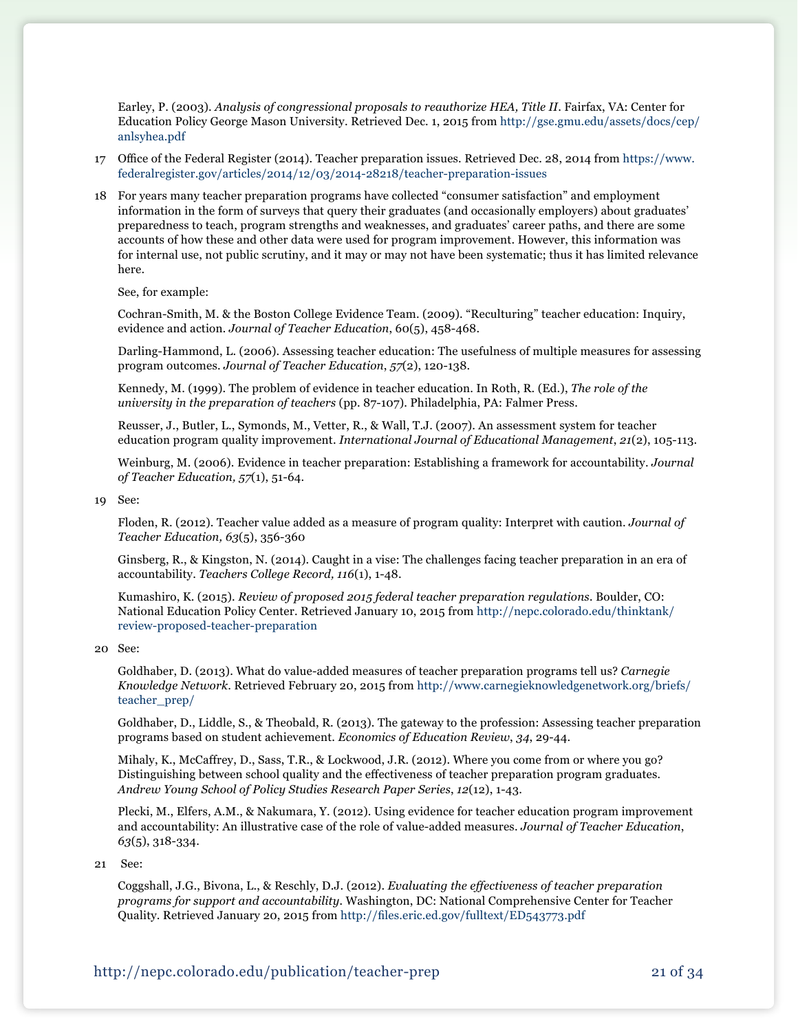Earley, P. (2003). *Analysis of congressional proposals to reauthorize HEA, Title II*. Fairfax, VA: Center for Education Policy George Mason University. Retrieved Dec. 1, 2015 from http://gse.gmu.edu/assets/docs/cep/anlsyhea.pdf

17 Office of the Federal Register (2014). Teacher preparation issues. Retrieved Dec. 28, 2014 from https://www.federalregister.gov/articles/2014/12/03/2014-28218/teacher-preparation-issues

18 For years many teacher preparation programs have collected "consumer satisfaction" and employment information in the form of surveys that query their graduates (and occasionally employers) about graduates' preparedness to teach, program strengths and weaknesses, and graduates' career paths, and there are some accounts of how these and other data were used for program improvement. However, this information was for internal use, not public scrutiny, and it may or may not have been systematic; thus it has limited relevance here.

See, for example:

Cochran-Smith, M. & the Boston College Evidence Team. (2009). "Reculturing" teacher education: Inquiry, evidence and action. *Journal of Teacher Education*, 60(5), 458-468.

Darling-Hammond, L. (2006). Assessing teacher education: The usefulness of multiple measures for assessing program outcomes. *Journal of Teacher Education*, *57*(2), 120-138.

Kennedy, M. (1999). The problem of evidence in teacher education. In Roth, R. (Ed.), *The role of the university in the preparation of teachers* (pp. 87-107). Philadelphia, PA: Falmer Press.

Reusser, J., Butler, L., Symonds, M., Vetter, R., & Wall, T.J. (2007). An assessment system for teacher education program quality improvement. *International Journal of Educational Management*, *21*(2), 105-113.

Weinburg, M. (2006). Evidence in teacher preparation: Establishing a framework for accountability. *Journal of Teacher Education, 57*(1), 51-64.

19 See:

Floden, R. (2012). Teacher value added as a measure of program quality: Interpret with caution. *Journal of Teacher Education, 63*(5), 356-360

Ginsberg, R., & Kingston, N. (2014). Caught in a vise: The challenges facing teacher preparation in an era of accountability. *Teachers College Record, 116*(1), 1-48.

Kumashiro, K. (2015). *Review of proposed 2015 federal teacher preparation regulations*. Boulder, CO: National Education Policy Center. Retrieved January 10, 2015 from http://nepc.colorado.edu/thinktank/review-proposed-teacher-preparation

20 See:

Goldhaber, D. (2013). What do value-added measures of teacher preparation programs tell us? *Carnegie Knowledge Network*. Retrieved February 20, 2015 from http://www.carnegieknowledgenetwork.org/briefs/teacher_prep/

Goldhaber, D., Liddle, S., & Theobald, R. (2013). The gateway to the profession: Assessing teacher preparation programs based on student achievement. *Economics of Education Review*, *34*, 29-44.

Mihaly, K., McCaffrey, D., Sass, T.R., & Lockwood, J.R. (2012). Where you come from or where you go? Distinguishing between school quality and the effectiveness of teacher preparation program graduates. *Andrew Young School of Policy Studies Research Paper Series*, *12*(12), 1-43.

Plecki, M., Elfers, A.M., & Nakumara, Y. (2012). Using evidence for teacher education program improvement and accountability: An illustrative case of the role of value-added measures. *Journal of Teacher Education*, *63*(5), 318-334.

21 See:

Coggshall, J.G., Bivona, L., & Reschly, D.J. (2012). *Evaluating the effectiveness of teacher preparation programs for support and accountability*. Washington, DC: National Comprehensive Center for Teacher Quality. Retrieved January 20, 2015 from http://files.eric.ed.gov/fulltext/ED543773.pdf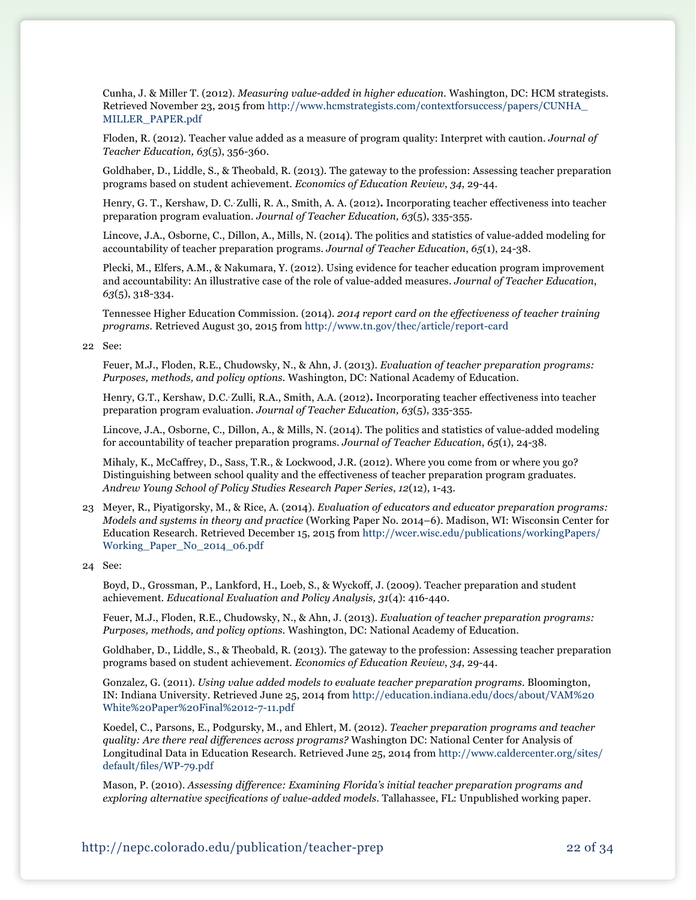Cunha, J. & Miller T. (2012). *Measuring value-added in higher education.* Washington, DC: HCM strategists. Retrieved November 23, 2015 from http://www.hcmstrategists.com/contextforsuccess/papers/CUNHA_MILLER_PAPER.pdf

Floden, R. (2012). Teacher value added as a measure of program quality: Interpret with caution. *Journal of Teacher Education, 63*(5), 356-360.

Goldhaber, D., Liddle, S., & Theobald, R. (2013). The gateway to the profession: Assessing teacher preparation programs based on student achievement. *Economics of Education Review*, *34*, 29-44.

Henry, G. T., Kershaw, D. C.˙Zulli, R. A., Smith, A. A. (2012)**.** Incorporating teacher effectiveness into teacher preparation program evaluation. *Journal of Teacher Education, 63*(5), 335-355.

Lincove, J.A., Osborne, C., Dillon, A., Mills, N. (2014). The politics and statistics of value-added modeling for accountability of teacher preparation programs. *Journal of Teacher Education*, *65*(1), 24-38.

Plecki, M., Elfers, A.M., & Nakumara, Y. (2012). Using evidence for teacher education program improvement and accountability: An illustrative case of the role of value-added measures. *Journal of Teacher Education*, *63*(5), 318-334.

Tennessee Higher Education Commission. (2014). *2014 report card on the effectiveness of teacher training programs*. Retrieved August 30, 2015 from http://www.tn.gov/thec/article/report-card

22 See:

Feuer, M.J., Floden, R.E., Chudowsky, N., & Ahn, J. (2013). *Evaluation of teacher preparation programs: Purposes, methods, and policy options*. Washington, DC: National Academy of Education.

Henry, G.T., Kershaw, D.C.˙Zulli, R.A., Smith, A.A. (2012)**.** Incorporating teacher effectiveness into teacher preparation program evaluation. *Journal of Teacher Education, 63*(5), 335-355.

Lincove, J.A., Osborne, C., Dillon, A., & Mills, N. (2014). The politics and statistics of value-added modeling for accountability of teacher preparation programs. *Journal of Teacher Education*, *65*(1), 24-38.

Mihaly, K., McCaffrey, D., Sass, T.R., & Lockwood, J.R. (2012). Where you come from or where you go? Distinguishing between school quality and the effectiveness of teacher preparation program graduates. *Andrew Young School of Policy Studies Research Paper Series*, *12*(12), 1-43.

23 Meyer, R., Piyatigorsky, M., & Rice, A. (2014). *Evaluation of educators and educator preparation programs: Models and systems in theory and practice* (Working Paper No. 2014–6). Madison, WI: Wisconsin Center for Education Research. Retrieved December 15, 2015 from http://wcer.wisc.edu/publications/workingPapers/Working_Paper_No_2014_06.pdf

24 See:

Boyd, D., Grossman, P., Lankford, H., Loeb, S., & Wyckoff, J. (2009). Teacher preparation and student achievement. *Educational Evaluation and Policy Analysis, 31*(4): 416-440.

Feuer, M.J., Floden, R.E., Chudowsky, N., & Ahn, J. (2013). *Evaluation of teacher preparation programs: Purposes, methods, and policy options.* Washington, DC: National Academy of Education.

Goldhaber, D., Liddle, S., & Theobald, R. (2013). The gateway to the profession: Assessing teacher preparation programs based on student achievement. *Economics of Education Review*, *34*, 29-44.

Gonzalez, G. (2011). *Using value added models to evaluate teacher preparation programs*. Bloomington, IN: Indiana University. Retrieved June 25, 2014 from http://education.indiana.edu/docs/about/VAM%20White%20Paper%20Final%2012-7-11.pdf

Koedel, C., Parsons, E., Podgursky, M., and Ehlert, M. (2012). *Teacher preparation programs and teacher quality: Are there real differences across programs?* Washington DC: National Center for Analysis of Longitudinal Data in Education Research. Retrieved June 25, 2014 from http://www.caldercenter.org/sites/default/files/WP-79.pdf

Mason, P. (2010). *Assessing difference: Examining Florida's initial teacher preparation programs and exploring alternative specifications of value-added models*. Tallahassee, FL: Unpublished working paper.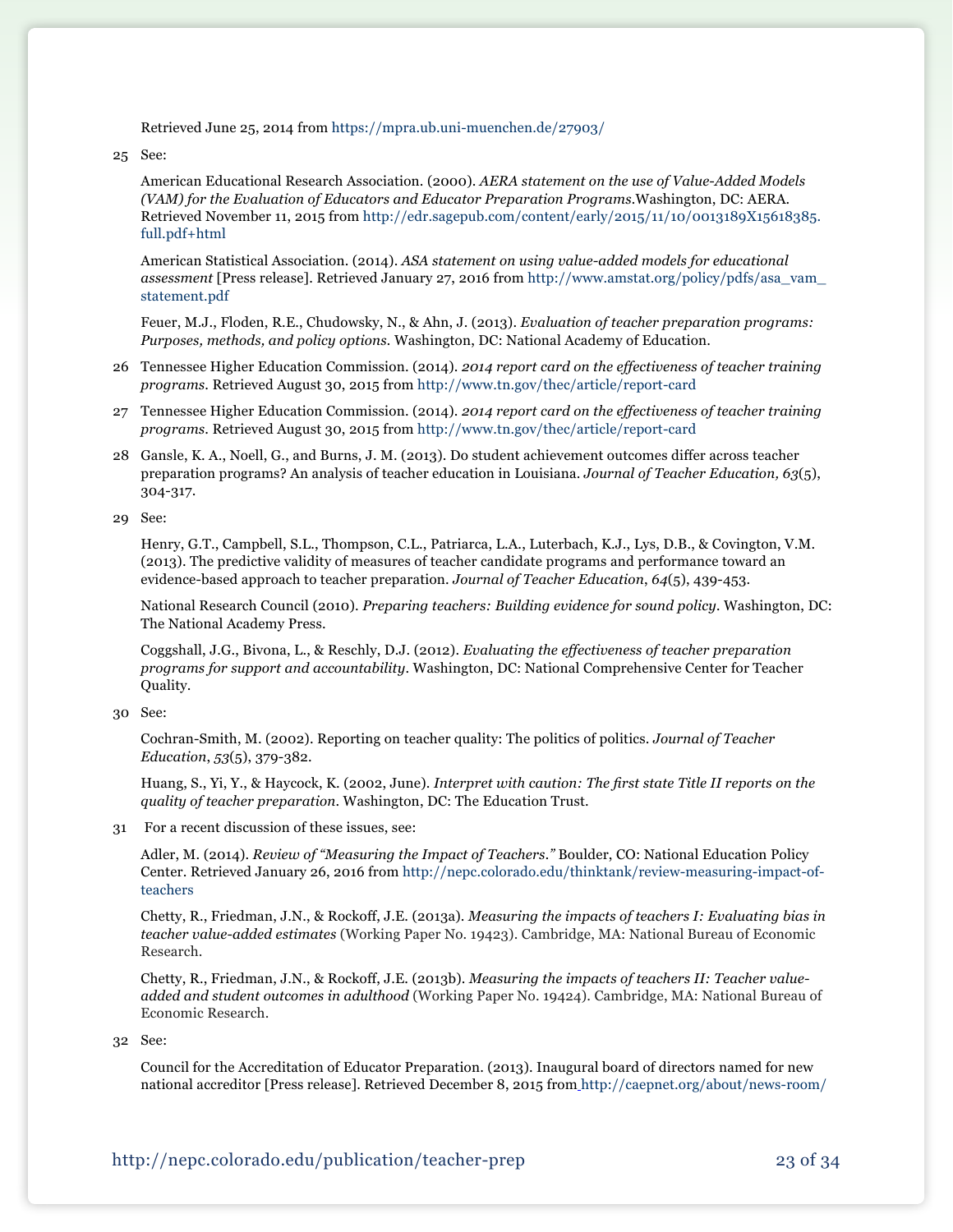Retrieved June 25, 2014 from https://mpra.ub.uni-muenchen.de/27903/

25 See:

American Educational Research Association. (2000). *AERA statement on the use of Value-Added Models (VAM) for the Evaluation of Educators and Educator Preparation Programs*.Washington, DC: AERA. Retrieved November 11, 2015 from http://edr.sagepub.com/content/early/2015/11/10/0013189X15618385.full.pdf+html

American Statistical Association. (2014). *ASA statement on using value-added models for educational assessment* [Press release]. Retrieved January 27, 2016 from http://www.amstat.org/policy/pdfs/asa_vam_statement.pdf

Feuer, M.J., Floden, R.E., Chudowsky, N., & Ahn, J. (2013). *Evaluation of teacher preparation programs: Purposes, methods, and policy options*. Washington, DC: National Academy of Education.

26 Tennessee Higher Education Commission. (2014). *2014 report card on the effectiveness of teacher training programs*. Retrieved August 30, 2015 from http://www.tn.gov/thec/article/report-card

27 Tennessee Higher Education Commission. (2014). *2014 report card on the effectiveness of teacher training programs*. Retrieved August 30, 2015 from http://www.tn.gov/thec/article/report-card

28 Gansle, K. A., Noell, G., and Burns, J. M. (2013). Do student achievement outcomes differ across teacher preparation programs? An analysis of teacher education in Louisiana. *Journal of Teacher Education, 63*(5), 304-317.

29 See:

Henry, G.T., Campbell, S.L., Thompson, C.L., Patriarca, L.A., Luterbach, K.J., Lys, D.B., & Covington, V.M. (2013). The predictive validity of measures of teacher candidate programs and performance toward an evidence-based approach to teacher preparation. *Journal of Teacher Education*, *64*(5), 439-453.

National Research Council (2010). *Preparing teachers: Building evidence for sound policy*. Washington, DC: The National Academy Press.

Coggshall, J.G., Bivona, L., & Reschly, D.J. (2012). *Evaluating the effectiveness of teacher preparation programs for support and accountability*. Washington, DC: National Comprehensive Center for Teacher Quality.

30 See:

Cochran-Smith, M. (2002). Reporting on teacher quality: The politics of politics. *Journal of Teacher Education*, *53*(5), 379-382.

Huang, S., Yi, Y., & Haycock, K. (2002, June). *Interpret with caution: The first state Title II reports on the quality of teacher preparation*. Washington, DC: The Education Trust.

31 For a recent discussion of these issues, see:

Adler, M. (2014). *Review of "Measuring the Impact of Teachers."* Boulder, CO: National Education Policy Center. Retrieved January 26, 2016 from http://nepc.colorado.edu/thinktank/review-measuring-impact-of-teachers

Chetty, R., Friedman, J.N., & Rockoff, J.E. (2013a). *Measuring the impacts of teachers I: Evaluating bias in teacher value-added estimates* (Working Paper No. 19423). Cambridge, MA: National Bureau of Economic Research.

Chetty, R., Friedman, J.N., & Rockoff, J.E. (2013b). *Measuring the impacts of teachers II: Teacher value-added and student outcomes in adulthood* (Working Paper No. 19424). Cambridge, MA: National Bureau of Economic Research.

32 See:

Council for the Accreditation of Educator Preparation. (2013). Inaugural board of directors named for new national accreditor [Press release]. Retrieved December 8, 2015 from http://caepnet.org/about/news-room/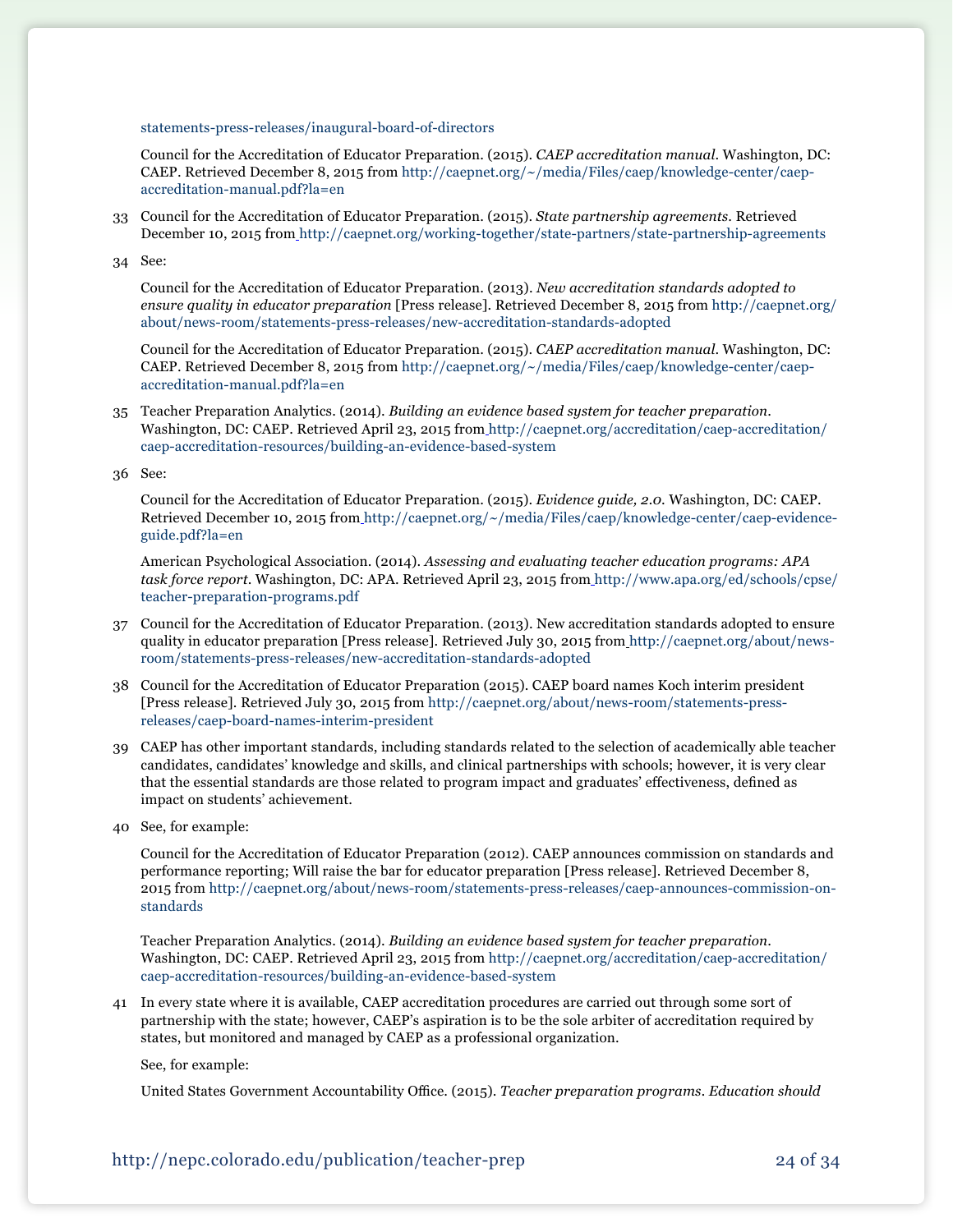statements-press-releases/inaugural-board-of-directors

Council for the Accreditation of Educator Preparation. (2015). *CAEP accreditation manual*. Washington, DC: CAEP. Retrieved December 8, 2015 from http://caepnet.org/~/media/Files/caep/knowledge-center/caep-accreditation-manual.pdf?la=en

33 Council for the Accreditation of Educator Preparation. (2015). *State partnership agreements*. Retrieved December 10, 2015 from http://caepnet.org/working-together/state-partners/state-partnership-agreements

34 See:

Council for the Accreditation of Educator Preparation. (2013). *New accreditation standards adopted to ensure quality in educator preparation* [Press release]. Retrieved December 8, 2015 from http://caepnet.org/about/news-room/statements-press-releases/new-accreditation-standards-adopted

Council for the Accreditation of Educator Preparation. (2015). *CAEP accreditation manual*. Washington, DC: CAEP. Retrieved December 8, 2015 from http://caepnet.org/~/media/Files/caep/knowledge-center/caep-accreditation-manual.pdf?la=en

35 Teacher Preparation Analytics. (2014). *Building an evidence based system for teacher preparation*. Washington, DC: CAEP. Retrieved April 23, 2015 from http://caepnet.org/accreditation/caep-accreditation/caep-accreditation-resources/building-an-evidence-based-system

36 See:

Council for the Accreditation of Educator Preparation. (2015). *Evidence guide, 2.0*. Washington, DC: CAEP. Retrieved December 10, 2015 from http://caepnet.org/~/media/Files/caep/knowledge-center/caep-evidence-guide.pdf?la=en

American Psychological Association. (2014). *Assessing and evaluating teacher education programs: APA task force report*. Washington, DC: APA. Retrieved April 23, 2015 from http://www.apa.org/ed/schools/cpse/teacher-preparation-programs.pdf

37 Council for the Accreditation of Educator Preparation. (2013). New accreditation standards adopted to ensure quality in educator preparation [Press release]. Retrieved July 30, 2015 from http://caepnet.org/about/news-room/statements-press-releases/new-accreditation-standards-adopted

38 Council for the Accreditation of Educator Preparation (2015). CAEP board names Koch interim president [Press release]. Retrieved July 30, 2015 from http://caepnet.org/about/news-room/statements-press-releases/caep-board-names-interim-president

39 CAEP has other important standards, including standards related to the selection of academically able teacher candidates, candidates' knowledge and skills, and clinical partnerships with schools; however, it is very clear that the essential standards are those related to program impact and graduates' effectiveness, defined as impact on students' achievement.

40 See, for example:

Council for the Accreditation of Educator Preparation (2012). CAEP announces commission on standards and performance reporting; Will raise the bar for educator preparation [Press release]. Retrieved December 8, 2015 from http://caepnet.org/about/news-room/statements-press-releases/caep-announces-commission-on-standards

Teacher Preparation Analytics. (2014). *Building an evidence based system for teacher preparation*. Washington, DC: CAEP. Retrieved April 23, 2015 from http://caepnet.org/accreditation/caep-accreditation/caep-accreditation-resources/building-an-evidence-based-system

41 In every state where it is available, CAEP accreditation procedures are carried out through some sort of partnership with the state; however, CAEP's aspiration is to be the sole arbiter of accreditation required by states, but monitored and managed by CAEP as a professional organization.

See, for example:

United States Government Accountability Office. (2015). *Teacher preparation programs. Education should*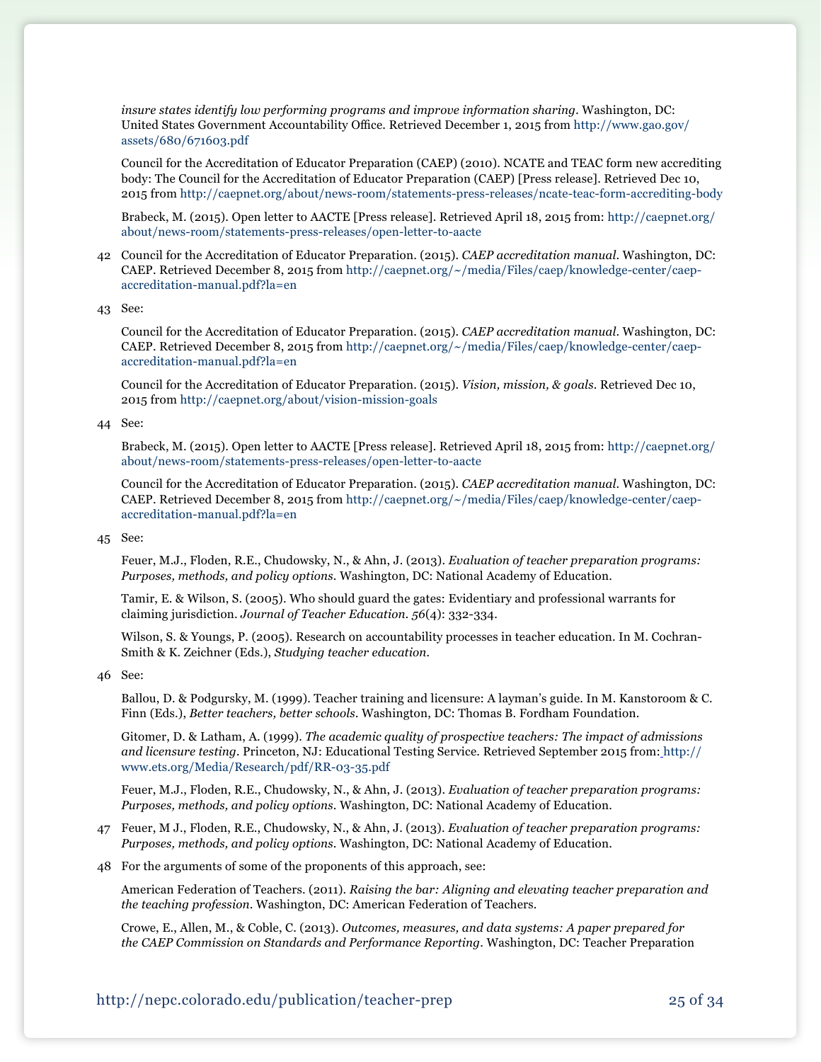*insure states identify low performing programs and improve information sharing*. Washington, DC: United States Government Accountability Office. Retrieved December 1, 2015 from http://www.gao.gov/assets/680/671603.pdf

Council for the Accreditation of Educator Preparation (CAEP) (2010). NCATE and TEAC form new accrediting body: The Council for the Accreditation of Educator Preparation (CAEP) [Press release]. Retrieved Dec 10, 2015 from http://caepnet.org/about/news-room/statements-press-releases/ncate-teac-form-accrediting-body

Brabeck, M. (2015). Open letter to AACTE [Press release]. Retrieved April 18, 2015 from: http://caepnet.org/about/news-room/statements-press-releases/open-letter-to-aacte

42 Council for the Accreditation of Educator Preparation. (2015). *CAEP accreditation manual*. Washington, DC: CAEP. Retrieved December 8, 2015 from http://caepnet.org/~/media/Files/caep/knowledge-center/caep-accreditation-manual.pdf?la=en

43 See:

Council for the Accreditation of Educator Preparation. (2015). *CAEP accreditation manual*. Washington, DC: CAEP. Retrieved December 8, 2015 from http://caepnet.org/~/media/Files/caep/knowledge-center/caep-accreditation-manual.pdf?la=en

Council for the Accreditation of Educator Preparation. (2015). *Vision, mission, & goals*. Retrieved Dec 10, 2015 from http://caepnet.org/about/vision-mission-goals

44 See:

Brabeck, M. (2015). Open letter to AACTE [Press release]. Retrieved April 18, 2015 from: http://caepnet.org/about/news-room/statements-press-releases/open-letter-to-aacte

Council for the Accreditation of Educator Preparation. (2015). *CAEP accreditation manual*. Washington, DC: CAEP. Retrieved December 8, 2015 from http://caepnet.org/~/media/Files/caep/knowledge-center/caep-accreditation-manual.pdf?la=en

45 See:

Feuer, M.J., Floden, R.E., Chudowsky, N., & Ahn, J. (2013). *Evaluation of teacher preparation programs: Purposes, methods, and policy options*. Washington, DC: National Academy of Education.

Tamir, E. & Wilson, S. (2005). Who should guard the gates: Evidentiary and professional warrants for claiming jurisdiction. *Journal of Teacher Education*. *56*(4): 332-334.

Wilson, S. & Youngs, P. (2005). Research on accountability processes in teacher education. In M. Cochran-Smith & K. Zeichner (Eds.), *Studying teacher education*.

46 See:

Ballou, D. & Podgursky, M. (1999). Teacher training and licensure: A layman's guide. In M. Kanstoroom & C. Finn (Eds.), *Better teachers, better schools*. Washington, DC: Thomas B. Fordham Foundation.

Gitomer, D. & Latham, A. (1999). *The academic quality of prospective teachers: The impact of admissions and licensure testing*. Princeton, NJ: Educational Testing Service. Retrieved September 2015 from: http://www.ets.org/Media/Research/pdf/RR-03-35.pdf

Feuer, M.J., Floden, R.E., Chudowsky, N., & Ahn, J. (2013). *Evaluation of teacher preparation programs: Purposes, methods, and policy options*. Washington, DC: National Academy of Education.

47 Feuer, M J., Floden, R.E., Chudowsky, N., & Ahn, J. (2013). *Evaluation of teacher preparation programs: Purposes, methods, and policy options*. Washington, DC: National Academy of Education.

48 For the arguments of some of the proponents of this approach, see:

American Federation of Teachers. (2011). *Raising the bar: Aligning and elevating teacher preparation and the teaching profession*. Washington, DC: American Federation of Teachers.

Crowe, E., Allen, M., & Coble, C. (2013). *Outcomes, measures, and data systems: A paper prepared for the CAEP Commission on Standards and Performance Reporting*. Washington, DC: Teacher Preparation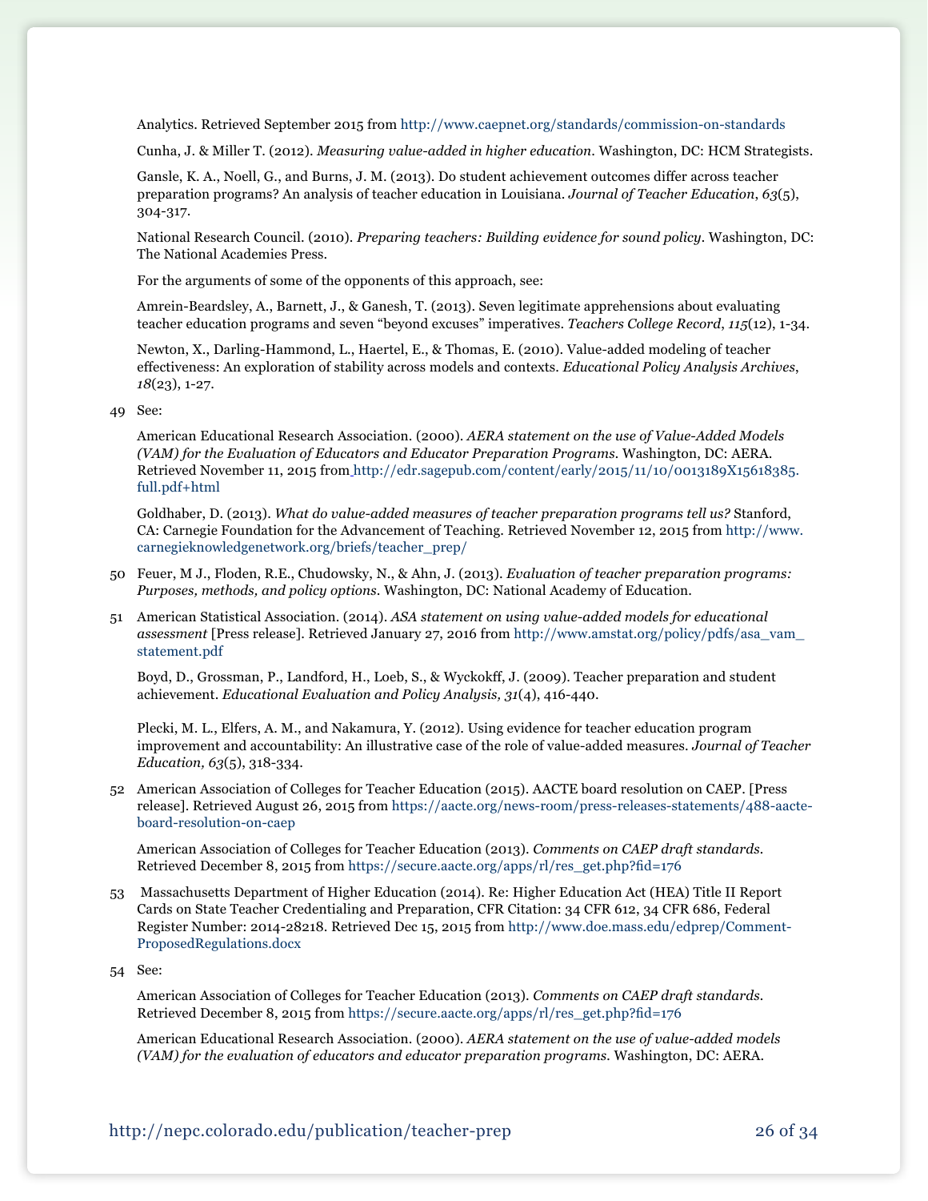Analytics. Retrieved September 2015 from http://www.caepnet.org/standards/commission-on-standards

Cunha, J. & Miller T. (2012). *Measuring value-added in higher education*. Washington, DC: HCM Strategists.

Gansle, K. A., Noell, G., and Burns, J. M. (2013). Do student achievement outcomes differ across teacher preparation programs? An analysis of teacher education in Louisiana. *Journal of Teacher Education*, *63*(5), 304-317.

National Research Council. (2010). *Preparing teachers: Building evidence for sound policy*. Washington, DC: The National Academies Press.

For the arguments of some of the opponents of this approach, see:

Amrein-Beardsley, A., Barnett, J., & Ganesh, T. (2013). Seven legitimate apprehensions about evaluating teacher education programs and seven "beyond excuses" imperatives. *Teachers College Record*, *115*(12), 1-34.

Newton, X., Darling-Hammond, L., Haertel, E., & Thomas, E. (2010). Value-added modeling of teacher effectiveness: An exploration of stability across models and contexts. *Educational Policy Analysis Archives*, *18*(23), 1-27.

49 See:

American Educational Research Association. (2000). *AERA statement on the use of Value-Added Models (VAM) for the Evaluation of Educators and Educator Preparation Programs*. Washington, DC: AERA. Retrieved November 11, 2015 from http://edr.sagepub.com/content/early/2015/11/10/0013189X15618385.full.pdf+html

Goldhaber, D. (2013). *What do value-added measures of teacher preparation programs tell us?* Stanford, CA: Carnegie Foundation for the Advancement of Teaching. Retrieved November 12, 2015 from http://www.carnegieknowledgenetwork.org/briefs/teacher_prep/

50 Feuer, M J., Floden, R.E., Chudowsky, N., & Ahn, J. (2013). *Evaluation of teacher preparation programs: Purposes, methods, and policy options*. Washington, DC: National Academy of Education.

51 American Statistical Association. (2014). *ASA statement on using value-added models for educational assessment* [Press release]. Retrieved January 27, 2016 from http://www.amstat.org/policy/pdfs/asa_vam_statement.pdf

Boyd, D., Grossman, P., Landford, H., Loeb, S., & Wyckokff, J. (2009). Teacher preparation and student achievement. *Educational Evaluation and Policy Analysis, 31*(4), 416-440.

Plecki, M. L., Elfers, A. M., and Nakamura, Y. (2012). Using evidence for teacher education program improvement and accountability: An illustrative case of the role of value-added measures. *Journal of Teacher Education, 63*(5), 318-334.

52 American Association of Colleges for Teacher Education (2015). AACTE board resolution on CAEP. [Press release]. Retrieved August 26, 2015 from https://aacte.org/news-room/press-releases-statements/488-aacte-board-resolution-on-caep

American Association of Colleges for Teacher Education (2013). *Comments on CAEP draft standards*. Retrieved December 8, 2015 from https://secure.aacte.org/apps/rl/res_get.php?fid=176

53 Massachusetts Department of Higher Education (2014). Re: Higher Education Act (HEA) Title II Report Cards on State Teacher Credentialing and Preparation, CFR Citation: 34 CFR 612, 34 CFR 686, Federal Register Number: 2014-28218. Retrieved Dec 15, 2015 from http://www.doe.mass.edu/edprep/Comment-ProposedRegulations.docx

54 See:

American Association of Colleges for Teacher Education (2013). *Comments on CAEP draft standards*. Retrieved December 8, 2015 from https://secure.aacte.org/apps/rl/res_get.php?fid=176

American Educational Research Association. (2000). *AERA statement on the use of value-added models (VAM) for the evaluation of educators and educator preparation programs*. Washington, DC: AERA.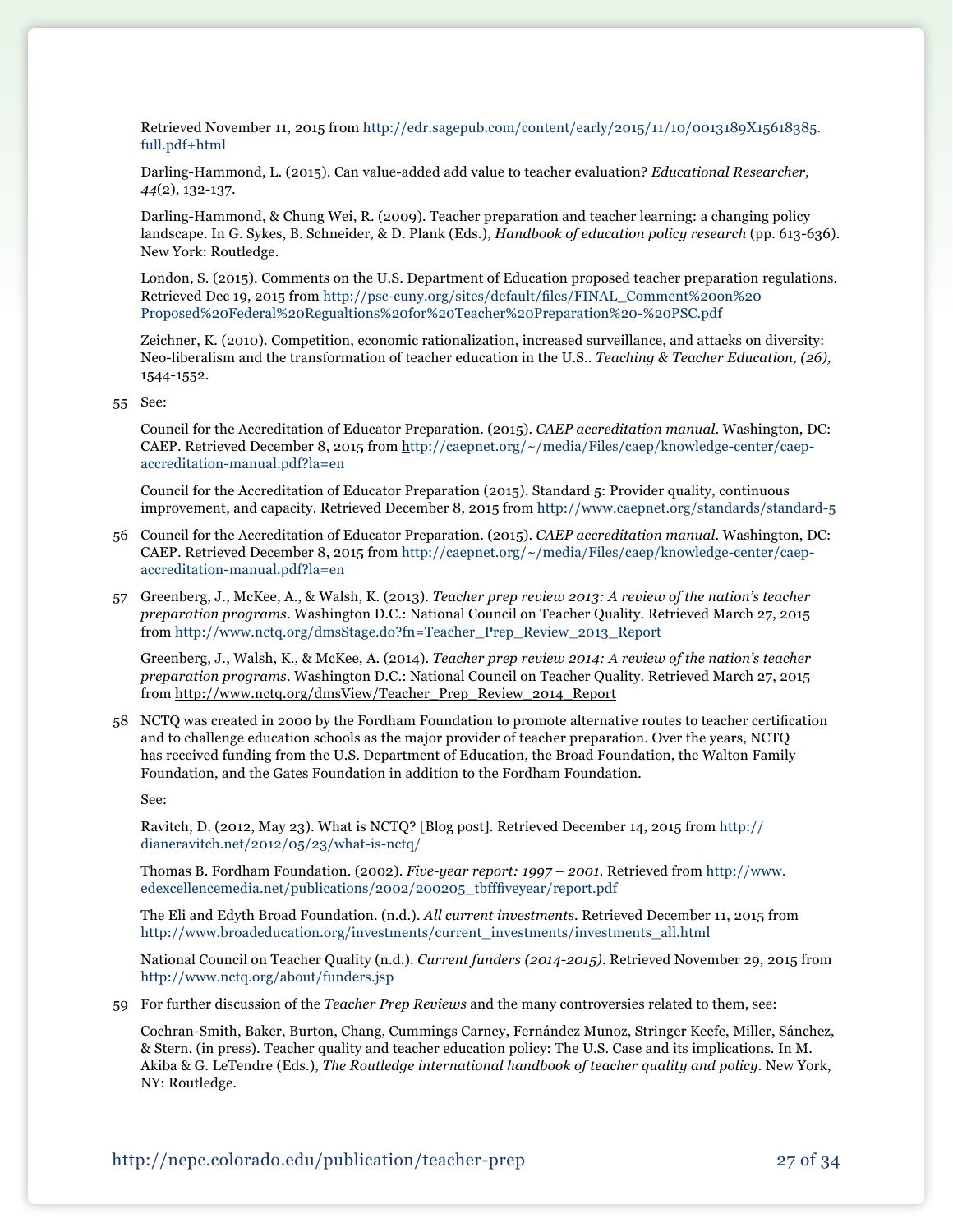Retrieved November 11, 2015 from http://edr.sagepub.com/content/early/2015/11/10/0013189X15618385.full.pdf+html

Darling-Hammond, L. (2015). Can value-added add value to teacher evaluation? *Educational Researcher, 44*(2), 132-137.

Darling-Hammond, & Chung Wei, R. (2009). Teacher preparation and teacher learning: a changing policy landscape. In G. Sykes, B. Schneider, & D. Plank (Eds.), *Handbook of education policy research* (pp. 613-636). New York: Routledge.

London, S. (2015). Comments on the U.S. Department of Education proposed teacher preparation regulations. Retrieved Dec 19, 2015 from http://psc-cuny.org/sites/default/files/FINAL_Comment%20on%20Proposed%20Federal%20Regualtions%20for%20Teacher%20Preparation%20-%20PSC.pdf

Zeichner, K. (2010). Competition, economic rationalization, increased surveillance, and attacks on diversity: Neo-liberalism and the transformation of teacher education in the U.S.. *Teaching & Teacher Education, (26),* 1544-1552.

55 See:

Council for the Accreditation of Educator Preparation. (2015). *CAEP accreditation manual*. Washington, DC: CAEP. Retrieved December 8, 2015 from http://caepnet.org/~/media/Files/caep/knowledge-center/caep-accreditation-manual.pdf?la=en

Council for the Accreditation of Educator Preparation (2015). Standard 5: Provider quality, continuous improvement, and capacity. Retrieved December 8, 2015 from http://www.caepnet.org/standards/standard-5

56 Council for the Accreditation of Educator Preparation. (2015). *CAEP accreditation manual*. Washington, DC: CAEP. Retrieved December 8, 2015 from http://caepnet.org/~/media/Files/caep/knowledge-center/caep-accreditation-manual.pdf?la=en

57 Greenberg, J., McKee, A., & Walsh, K. (2013). *Teacher prep review 2013: A review of the nation's teacher preparation programs*. Washington D.C.: National Council on Teacher Quality. Retrieved March 27, 2015 from http://www.nctq.org/dmsStage.do?fn=Teacher_Prep_Review_2013_Report

Greenberg, J., Walsh, K., & McKee, A. (2014). *Teacher prep review 2014: A review of the nation's teacher preparation programs*. Washington D.C.: National Council on Teacher Quality. Retrieved March 27, 2015 from http://www.nctq.org/dmsView/Teacher_Prep_Review_2014_Report

58 NCTQ was created in 2000 by the Fordham Foundation to promote alternative routes to teacher certification and to challenge education schools as the major provider of teacher preparation. Over the years, NCTQ has received funding from the U.S. Department of Education, the Broad Foundation, the Walton Family Foundation, and the Gates Foundation in addition to the Fordham Foundation.

See:

Ravitch, D. (2012, May 23). What is NCTQ? [Blog post]. Retrieved December 14, 2015 from http://dianeravitch.net/2012/05/23/what-is-nctq/

Thomas B. Fordham Foundation. (2002). *Five-year report: 1997 – 2001*. Retrieved from http://www.edexcellencemedia.net/publications/2002/200205_tbfffiveyear/report.pdf

The Eli and Edyth Broad Foundation. (n.d.). *All current investments*. Retrieved December 11, 2015 from http://www.broadeducation.org/investments/current_investments/investments_all.html

National Council on Teacher Quality (n.d.). *Current funders (2014-2015)*. Retrieved November 29, 2015 from http://www.nctq.org/about/funders.jsp

59 For further discussion of the *Teacher Prep Reviews* and the many controversies related to them, see:

Cochran-Smith, Baker, Burton, Chang, Cummings Carney, Fernández Munoz, Stringer Keefe, Miller, Sánchez, & Stern. (in press). Teacher quality and teacher education policy: The U.S. Case and its implications. In M. Akiba & G. LeTendre (Eds.), *The Routledge international handbook of teacher quality and policy*. New York, NY: Routledge.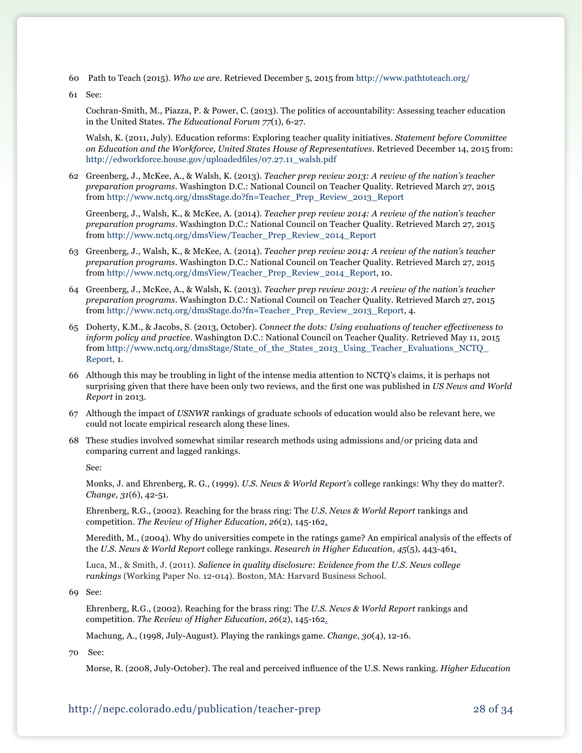60 Path to Teach (2015). *Who we are*. Retrieved December 5, 2015 from http://www.pathtoteach.org/

61 See:

Cochran-Smith, M., Piazza, P. & Power, C. (2013). The politics of accountability: Assessing teacher education in the United States. *The Educational Forum 77*(1), 6-27.

Walsh, K. (2011, July). Education reforms: Exploring teacher quality initiatives. *Statement before Committee on Education and the Workforce, United States House of Representatives*. Retrieved December 14, 2015 from: http://edworkforce.house.gov/uploadedfiles/07.27.11_walsh.pdf

62 Greenberg, J., McKee, A., & Walsh, K. (2013). *Teacher prep review 2013: A review of the nation's teacher preparation programs*. Washington D.C.: National Council on Teacher Quality. Retrieved March 27, 2015 from http://www.nctq.org/dmsStage.do?fn=Teacher_Prep_Review_2013_Report

Greenberg, J., Walsh, K., & McKee, A. (2014). *Teacher prep review 2014: A review of the nation's teacher preparation programs*. Washington D.C.: National Council on Teacher Quality. Retrieved March 27, 2015 from http://www.nctq.org/dmsView/Teacher_Prep_Review_2014_Report

63 Greenberg, J., Walsh, K., & McKee, A. (2014). *Teacher prep review 2014: A review of the nation's teacher preparation programs*. Washington D.C.: National Council on Teacher Quality. Retrieved March 27, 2015 from http://www.nctq.org/dmsView/Teacher_Prep_Review_2014_Report, 10.

64 Greenberg, J., McKee, A., & Walsh, K. (2013). *Teacher prep review 2013: A review of the nation's teacher preparation programs*. Washington D.C.: National Council on Teacher Quality. Retrieved March 27, 2015 from http://www.nctq.org/dmsStage.do?fn=Teacher_Prep_Review_2013_Report, 4.

65 Doherty, K.M., & Jacobs, S. (2013, October). *Connect the dots: Using evaluations of teacher effectiveness to inform policy and practice*. Washington D.C.: National Council on Teacher Quality. Retrieved May 11, 2015 from http://www.nctq.org/dmsStage/State_of_the_States_2013_Using_Teacher_Evaluations_NCTQ_Report, 1.

66 Although this may be troubling in light of the intense media attention to NCTQ's claims, it is perhaps not surprising given that there have been only two reviews, and the first one was published in *US News and World Report* in 2013.

67 Although the impact of *USNWR* rankings of graduate schools of education would also be relevant here, we could not locate empirical research along these lines.

68 These studies involved somewhat similar research methods using admissions and/or pricing data and comparing current and lagged rankings.

See:

Monks, J. and Ehrenberg, R. G., (1999). *U.S. News & World Report's* college rankings: Why they do matter?. *Change, 31*(6), 42-51.

Ehrenberg, R.G., (2002). Reaching for the brass ring: The *U.S. News & World Report* rankings and competition. *The Review of Higher Education*, *26*(2), 145-162.

Meredith, M., (2004). Why do universities compete in the ratings game? An empirical analysis of the effects of the *U.S. News & World Report* college rankings. *Research in Higher Education*, *45*(5), 443-461.

Luca, M., & Smith, J. (2011). *Salience in quality disclosure: Evidence from the U.S. News college rankings* (Working Paper No. 12-014). Boston, MA: Harvard Business School.

69 See:

Ehrenberg, R.G., (2002). Reaching for the brass ring: The *U.S. News & World Report* rankings and competition. *The Review of Higher Education*, *26*(2), 145-162.

Machung, A., (1998, July-August). Playing the rankings game. *Change*, *30*(4), 12-16.

70 See:

Morse, R. (2008, July-October). The real and perceived influence of the U.S. News ranking. *Higher Education*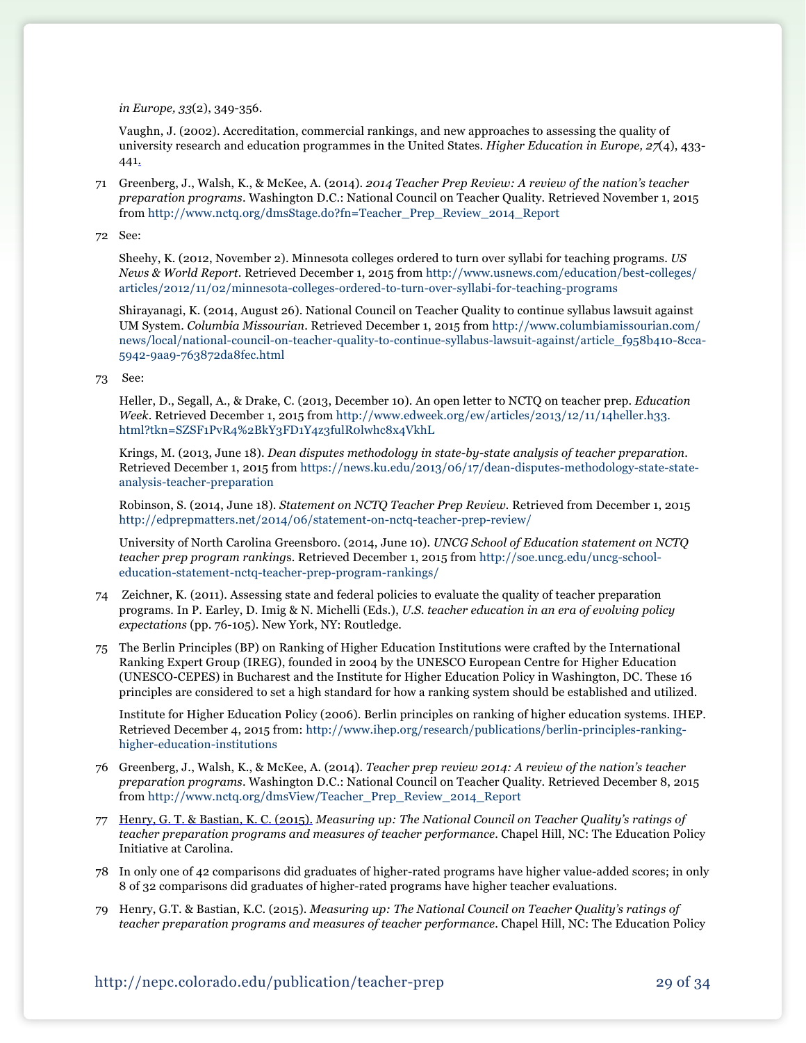*in Europe, 33*(2), 349-356.

Vaughn, J. (2002). Accreditation, commercial rankings, and new approaches to assessing the quality of university research and education programmes in the United States. *Higher Education in Europe, 27*(4), 433-441.

71 Greenberg, J., Walsh, K., & McKee, A. (2014). *2014 Teacher Prep Review: A review of the nation's teacher preparation programs*. Washington D.C.: National Council on Teacher Quality. Retrieved November 1, 2015 from http://www.nctq.org/dmsStage.do?fn=Teacher_Prep_Review_2014_Report

72 See:

Sheehy, K. (2012, November 2). Minnesota colleges ordered to turn over syllabi for teaching programs. *US News & World Report*. Retrieved December 1, 2015 from http://www.usnews.com/education/best-colleges/articles/2012/11/02/minnesota-colleges-ordered-to-turn-over-syllabi-for-teaching-programs

Shirayanagi, K. (2014, August 26). National Council on Teacher Quality to continue syllabus lawsuit against UM System. *Columbia Missourian*. Retrieved December 1, 2015 from http://www.columbiamissourian.com/news/local/national-council-on-teacher-quality-to-continue-syllabus-lawsuit-against/article_f958b410-8cca-5942-9aa9-763872da8fec.html

73 See:

Heller, D., Segall, A., & Drake, C. (2013, December 10). An open letter to NCTQ on teacher prep. *Education Week*. Retrieved December 1, 2015 from http://www.edweek.org/ew/articles/2013/12/11/14heller.h33.html?tkn=SZSF1PvR4%2BkY3FD1Y4z3fulR0lwhc8x4VkhL

Krings, M. (2013, June 18). *Dean disputes methodology in state-by-state analysis of teacher preparation*. Retrieved December 1, 2015 from https://news.ku.edu/2013/06/17/dean-disputes-methodology-state-state-analysis-teacher-preparation

Robinson, S. (2014, June 18). *Statement on NCTQ Teacher Prep Review*. Retrieved from December 1, 2015 http://edprepmatters.net/2014/06/statement-on-nctq-teacher-prep-review/

University of North Carolina Greensboro. (2014, June 10). *UNCG School of Education statement on NCTQ teacher prep program rankings*. Retrieved December 1, 2015 from http://soe.uncg.edu/uncg-school-education-statement-nctq-teacher-prep-program-rankings/

74 Zeichner, K. (2011). Assessing state and federal policies to evaluate the quality of teacher preparation programs. In P. Earley, D. Imig & N. Michelli (Eds.), *U.S. teacher education in an era of evolving policy expectations* (pp. 76-105). New York, NY: Routledge.

75 The Berlin Principles (BP) on Ranking of Higher Education Institutions were crafted by the International Ranking Expert Group (IREG), founded in 2004 by the UNESCO European Centre for Higher Education (UNESCO-CEPES) in Bucharest and the Institute for Higher Education Policy in Washington, DC. These 16 principles are considered to set a high standard for how a ranking system should be established and utilized.

Institute for Higher Education Policy (2006). Berlin principles on ranking of higher education systems. IHEP. Retrieved December 4, 2015 from: http://www.ihep.org/research/publications/berlin-principles-ranking-higher-education-institutions

76 Greenberg, J., Walsh, K., & McKee, A. (2014). *Teacher prep review 2014: A review of the nation's teacher preparation programs*. Washington D.C.: National Council on Teacher Quality. Retrieved December 8, 2015 from http://www.nctq.org/dmsView/Teacher_Prep_Review_2014_Report

77 Henry, G. T. & Bastian, K. C. (2015). *Measuring up: The National Council on Teacher Quality's ratings of teacher preparation programs and measures of teacher performance*. Chapel Hill, NC: The Education Policy Initiative at Carolina.

78 In only one of 42 comparisons did graduates of higher-rated programs have higher value-added scores; in only 8 of 32 comparisons did graduates of higher-rated programs have higher teacher evaluations.

79 Henry, G.T. & Bastian, K.C. (2015). *Measuring up: The National Council on Teacher Quality's ratings of teacher preparation programs and measures of teacher performance*. Chapel Hill, NC: The Education Policy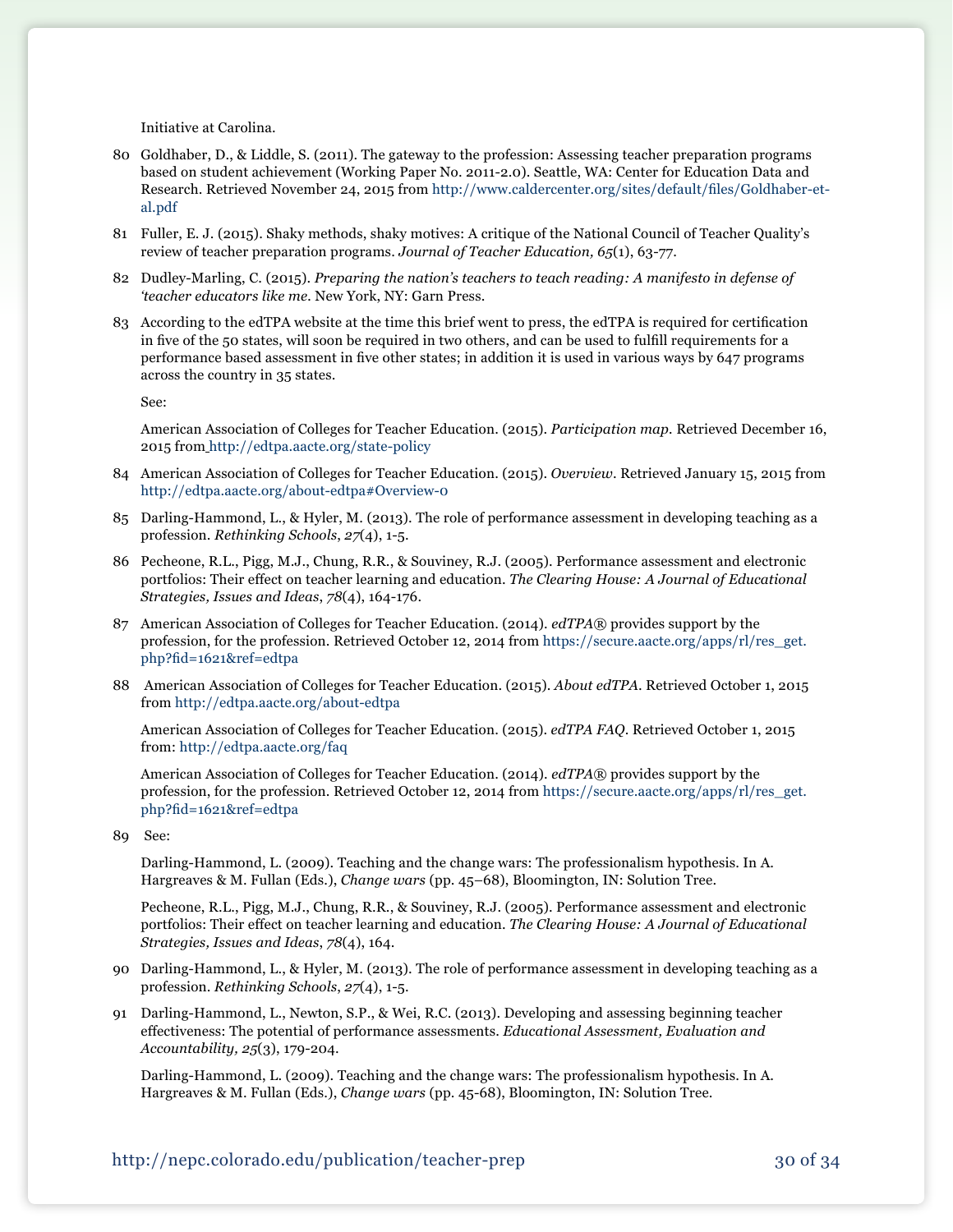Initiative at Carolina.

80 Goldhaber, D., & Liddle, S. (2011). The gateway to the profession: Assessing teacher preparation programs based on student achievement (Working Paper No. 2011-2.0). Seattle, WA: Center for Education Data and Research. Retrieved November 24, 2015 from http://www.caldercenter.org/sites/default/files/Goldhaber-et-al.pdf

81 Fuller, E. J. (2015). Shaky methods, shaky motives: A critique of the National Council of Teacher Quality's review of teacher preparation programs. *Journal of Teacher Education, 65*(1), 63-77.

82 Dudley-Marling, C. (2015). *Preparing the nation's teachers to teach reading: A manifesto in defense of 'teacher educators like me*. New York, NY: Garn Press.

83 According to the edTPA website at the time this brief went to press, the edTPA is required for certification in five of the 50 states, will soon be required in two others, and can be used to fulfill requirements for a performance based assessment in five other states; in addition it is used in various ways by 647 programs across the country in 35 states.

See:

American Association of Colleges for Teacher Education. (2015). *Participation map*. Retrieved December 16, 2015 from http://edtpa.aacte.org/state-policy

84 American Association of Colleges for Teacher Education. (2015). *Overview*. Retrieved January 15, 2015 from http://edtpa.aacte.org/about-edtpa#Overview-0

85 Darling-Hammond, L., & Hyler, M. (2013). The role of performance assessment in developing teaching as a profession. *Rethinking Schools*, *27*(4), 1-5.

86 Pecheone, R.L., Pigg, M.J., Chung, R.R., & Souviney, R.J. (2005). Performance assessment and electronic portfolios: Their effect on teacher learning and education. *The Clearing House: A Journal of Educational Strategies, Issues and Ideas*, *78*(4), 164-176.

87 American Association of Colleges for Teacher Education. (2014). *edTPA®* provides support by the profession, for the profession. Retrieved October 12, 2014 from https://secure.aacte.org/apps/rl/res_get.php?fid=1621&ref=edtpa

88 American Association of Colleges for Teacher Education. (2015). *About edTPA*. Retrieved October 1, 2015 from http://edtpa.aacte.org/about-edtpa

American Association of Colleges for Teacher Education. (2015). *edTPA FAQ*. Retrieved October 1, 2015 from: http://edtpa.aacte.org/faq

American Association of Colleges for Teacher Education. (2014). *edTPA®* provides support by the profession, for the profession. Retrieved October 12, 2014 from https://secure.aacte.org/apps/rl/res_get.php?fid=1621&ref=edtpa

89 See:

Darling-Hammond, L. (2009). Teaching and the change wars: The professionalism hypothesis. In A. Hargreaves & M. Fullan (Eds.), *Change wars* (pp. 45–68), Bloomington, IN: Solution Tree.

Pecheone, R.L., Pigg, M.J., Chung, R.R., & Souviney, R.J. (2005). Performance assessment and electronic portfolios: Their effect on teacher learning and education. *The Clearing House: A Journal of Educational Strategies, Issues and Ideas*, *78*(4), 164.

90 Darling-Hammond, L., & Hyler, M. (2013). The role of performance assessment in developing teaching as a profession. *Rethinking Schools*, *27*(4), 1-5.

91 Darling-Hammond, L., Newton, S.P., & Wei, R.C. (2013). Developing and assessing beginning teacher effectiveness: The potential of performance assessments. *Educational Assessment, Evaluation and Accountability, 25*(3), 179-204.

Darling-Hammond, L. (2009). Teaching and the change wars: The professionalism hypothesis. In A. Hargreaves & M. Fullan (Eds.), *Change wars* (pp. 45-68), Bloomington, IN: Solution Tree.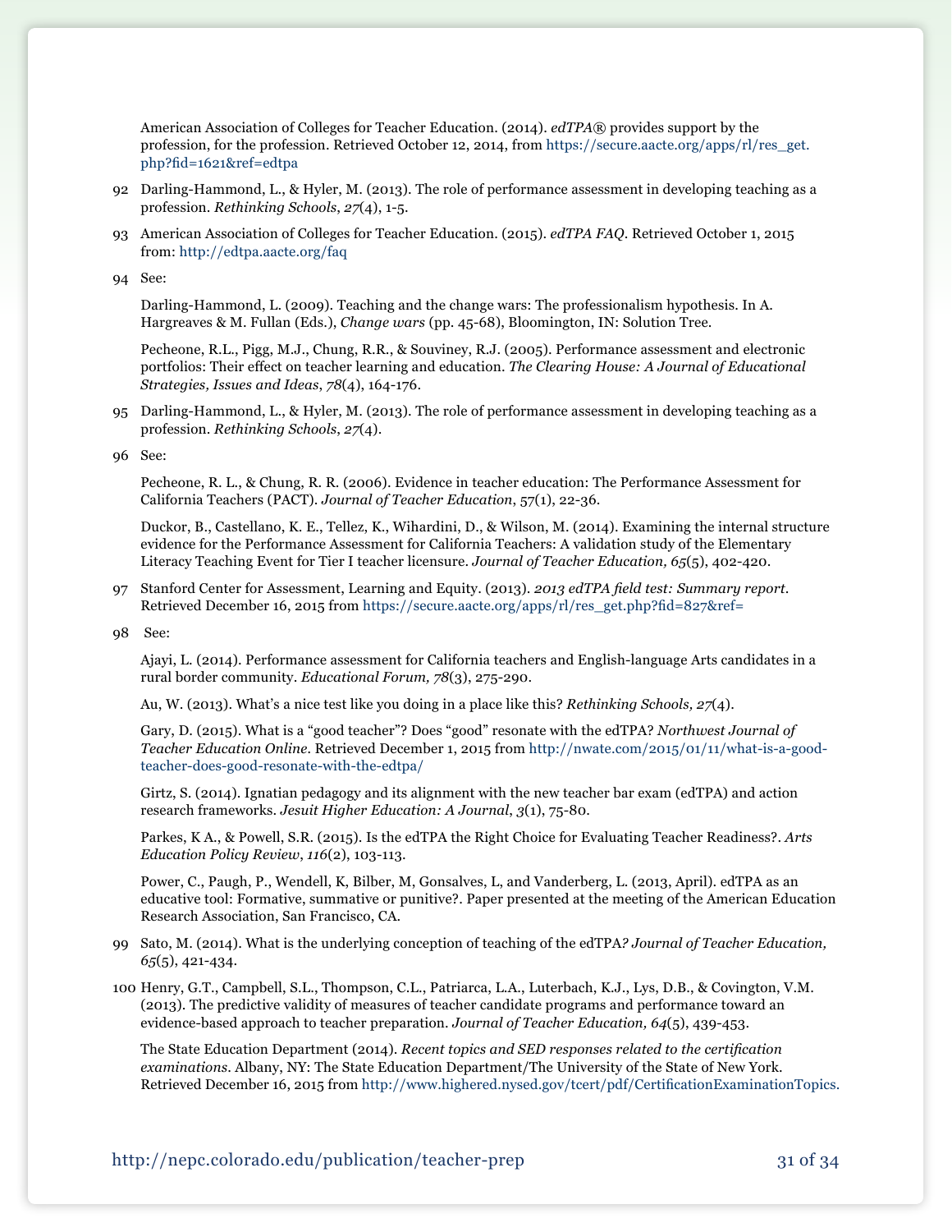American Association of Colleges for Teacher Education. (2014). *edTPA®* provides support by the profession, for the profession. Retrieved October 12, 2014, from https://secure.aacte.org/apps/rl/res_get.php?fid=1621&ref=edtpa

92 Darling-Hammond, L., & Hyler, M. (2013). The role of performance assessment in developing teaching as a profession. *Rethinking Schools*, *27*(4), 1-5.

93 American Association of Colleges for Teacher Education. (2015). *edTPA FAQ*. Retrieved October 1, 2015 from: http://edtpa.aacte.org/faq

94 See:

Darling-Hammond, L. (2009). Teaching and the change wars: The professionalism hypothesis. In A. Hargreaves & M. Fullan (Eds.), *Change wars* (pp. 45-68), Bloomington, IN: Solution Tree.

Pecheone, R.L., Pigg, M.J., Chung, R.R., & Souviney, R.J. (2005). Performance assessment and electronic portfolios: Their effect on teacher learning and education. *The Clearing House: A Journal of Educational Strategies, Issues and Ideas*, *78*(4), 164-176.

95 Darling-Hammond, L., & Hyler, M. (2013). The role of performance assessment in developing teaching as a profession. *Rethinking Schools*, *27*(4).

96 See:

Pecheone, R. L., & Chung, R. R. (2006). Evidence in teacher education: The Performance Assessment for California Teachers (PACT). *Journal of Teacher Education*, 57(1), 22-36.

Duckor, B., Castellano, K. E., Tellez, K., Wihardini, D., & Wilson, M. (2014). Examining the internal structure evidence for the Performance Assessment for California Teachers: A validation study of the Elementary Literacy Teaching Event for Tier I teacher licensure. *Journal of Teacher Education, 65*(5), 402-420.

97 Stanford Center for Assessment, Learning and Equity. (2013). *2013 edTPA field test: Summary report*. Retrieved December 16, 2015 from https://secure.aacte.org/apps/rl/res_get.php?fid=827&ref=

98 See:

Ajayi, L. (2014). Performance assessment for California teachers and English-language Arts candidates in a rural border community. *Educational Forum, 78*(3), 275-290.

Au, W. (2013). What's a nice test like you doing in a place like this? *Rethinking Schools, 27*(4).

Gary, D. (2015). What is a "good teacher"? Does "good" resonate with the edTPA? *Northwest Journal of Teacher Education Online*. Retrieved December 1, 2015 from http://nwate.com/2015/01/11/what-is-a-good-teacher-does-good-resonate-with-the-edtpa/

Girtz, S. (2014). Ignatian pedagogy and its alignment with the new teacher bar exam (edTPA) and action research frameworks. *Jesuit Higher Education: A Journal*, *3*(1), 75-80.

Parkes, K A., & Powell, S.R. (2015). Is the edTPA the Right Choice for Evaluating Teacher Readiness?. *Arts Education Policy Review*, *116*(2), 103-113.

Power, C., Paugh, P., Wendell, K, Bilber, M, Gonsalves, L, and Vanderberg, L. (2013, April). edTPA as an educative tool: Formative, summative or punitive?. Paper presented at the meeting of the American Education Research Association, San Francisco, CA.

99 Sato, M. (2014). What is the underlying conception of teaching of the edTPA*? Journal of Teacher Education, 65*(5), 421-434.

100 Henry, G.T., Campbell, S.L., Thompson, C.L., Patriarca, L.A., Luterbach, K.J., Lys, D.B., & Covington, V.M. (2013). The predictive validity of measures of teacher candidate programs and performance toward an evidence-based approach to teacher preparation. *Journal of Teacher Education, 64*(5), 439-453.

The State Education Department (2014). *Recent topics and SED responses related to the certification examinations*. Albany, NY: The State Education Department/The University of the State of New York. Retrieved December 16, 2015 from http://www.highered.nysed.gov/tcert/pdf/CertificationExaminationTopics.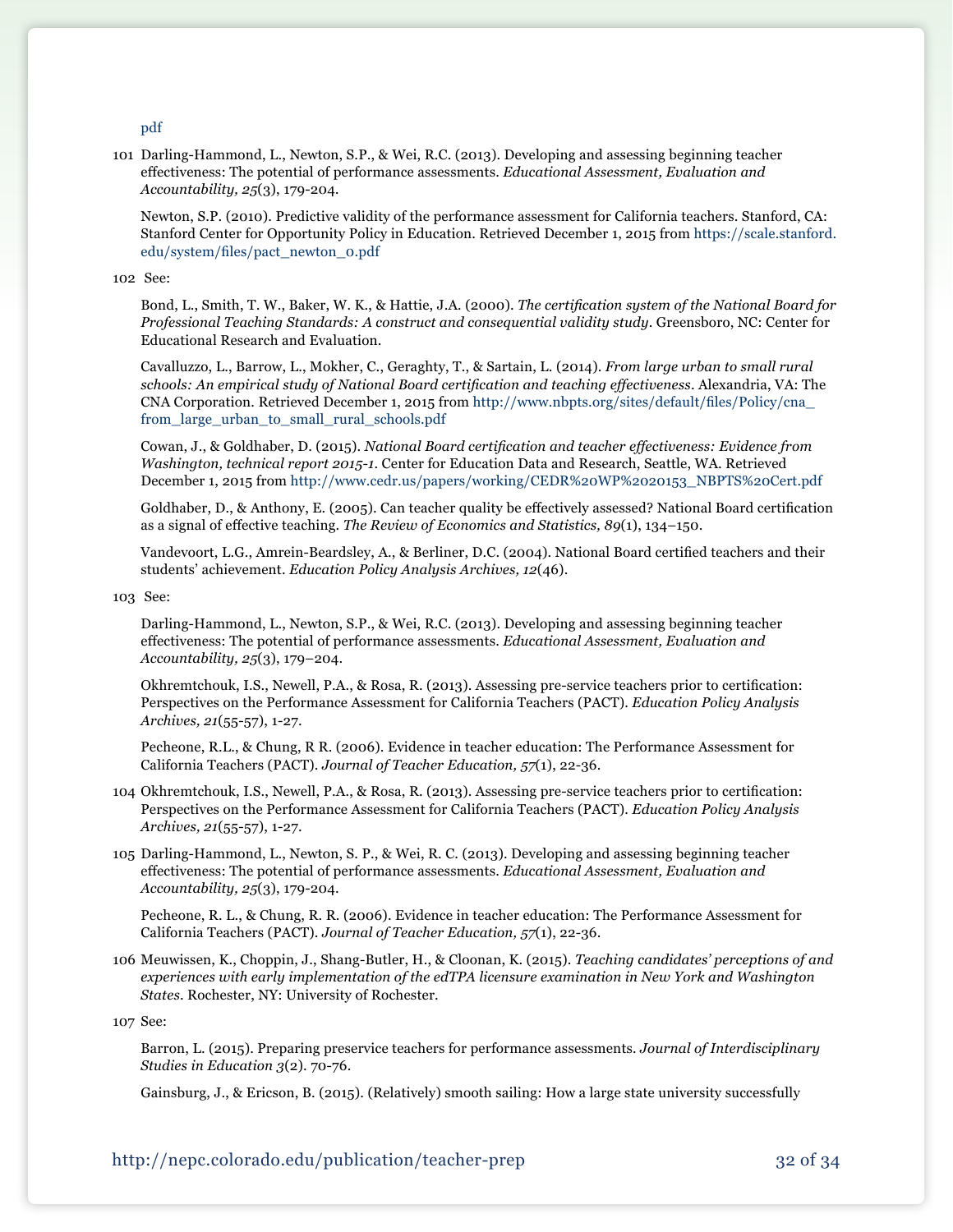pdf

101 Darling-Hammond, L., Newton, S.P., & Wei, R.C. (2013). Developing and assessing beginning teacher effectiveness: The potential of performance assessments. *Educational Assessment, Evaluation and Accountability, 25*(3), 179-204.

Newton, S.P. (2010). Predictive validity of the performance assessment for California teachers. Stanford, CA: Stanford Center for Opportunity Policy in Education. Retrieved December 1, 2015 from https://scale.stanford.edu/system/files/pact_newton_0.pdf

102 See:

Bond, L., Smith, T. W., Baker, W. K., & Hattie, J.A. (2000). *The certification system of the National Board for Professional Teaching Standards: A construct and consequential validity study*. Greensboro, NC: Center for Educational Research and Evaluation.

Cavalluzzo, L., Barrow, L., Mokher, C., Geraghty, T., & Sartain, L. (2014). *From large urban to small rural schools: An empirical study of National Board certification and teaching effectiveness*. Alexandria, VA: The CNA Corporation. Retrieved December 1, 2015 from http://www.nbpts.org/sites/default/files/Policy/cna_from_large_urban_to_small_rural_schools.pdf

Cowan, J., & Goldhaber, D. (2015). *National Board certification and teacher effectiveness: Evidence from Washington, technical report 2015-1*. Center for Education Data and Research, Seattle, WA. Retrieved December 1, 2015 from http://www.cedr.us/papers/working/CEDR%20WP%2020153_NBPTS%20Cert.pdf

Goldhaber, D., & Anthony, E. (2005). Can teacher quality be effectively assessed? National Board certification as a signal of effective teaching. *The Review of Economics and Statistics, 89*(1), 134–150.

Vandevoort, L.G., Amrein-Beardsley, A., & Berliner, D.C. (2004). National Board certified teachers and their students' achievement. *Education Policy Analysis Archives, 12*(46).

103 See:

Darling-Hammond, L., Newton, S.P., & Wei, R.C. (2013). Developing and assessing beginning teacher effectiveness: The potential of performance assessments. *Educational Assessment, Evaluation and Accountability, 25*(3), 179–204.

Okhremtchouk, I.S., Newell, P.A., & Rosa, R. (2013). Assessing pre-service teachers prior to certification: Perspectives on the Performance Assessment for California Teachers (PACT). *Education Policy Analysis Archives, 21*(55-57), 1-27.

Pecheone, R.L., & Chung, R R. (2006). Evidence in teacher education: The Performance Assessment for California Teachers (PACT). *Journal of Teacher Education, 57*(1), 22-36.

104 Okhremtchouk, I.S., Newell, P.A., & Rosa, R. (2013). Assessing pre-service teachers prior to certification: Perspectives on the Performance Assessment for California Teachers (PACT). *Education Policy Analysis Archives, 21*(55-57), 1-27.

105 Darling-Hammond, L., Newton, S. P., & Wei, R. C. (2013). Developing and assessing beginning teacher effectiveness: The potential of performance assessments. *Educational Assessment, Evaluation and Accountability, 25*(3), 179-204.

Pecheone, R. L., & Chung, R. R. (2006). Evidence in teacher education: The Performance Assessment for California Teachers (PACT). *Journal of Teacher Education, 57*(1), 22-36.

106 Meuwissen, K., Choppin, J., Shang-Butler, H., & Cloonan, K. (2015). *Teaching candidates' perceptions of and experiences with early implementation of the edTPA licensure examination in New York and Washington States*. Rochester, NY: University of Rochester.

107 See:

Barron, L. (2015). Preparing preservice teachers for performance assessments. *Journal of Interdisciplinary Studies in Education 3*(2). 70-76.

Gainsburg, J., & Ericson, B. (2015). (Relatively) smooth sailing: How a large state university successfully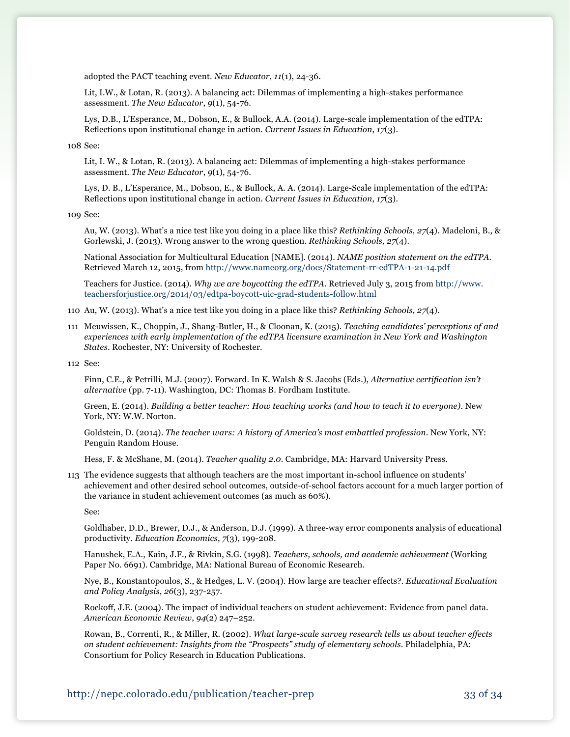adopted the PACT teaching event. *New Educator, 11*(1), 24-36.

Lit, I.W., & Lotan, R. (2013). A balancing act: Dilemmas of implementing a high-stakes performance assessment. *The New Educator*, *9*(1), 54-76.

Lys, D.B., L'Esperance, M., Dobson, E., & Bullock, A.A. (2014). Large-scale implementation of the edTPA: Reflections upon institutional change in action. *Current Issues in Education*, *17*(3).

108 See:

Lit, I. W., & Lotan, R. (2013). A balancing act: Dilemmas of implementing a high-stakes performance assessment. *The New Educator*, *9*(1), 54-76.

Lys, D. B., L'Esperance, M., Dobson, E., & Bullock, A. A. (2014). Large-Scale implementation of the edTPA: Reflections upon institutional change in action. *Current Issues in Education*, *17*(3).

109 See:

Au, W. (2013). What's a nice test like you doing in a place like this? *Rethinking Schools, 27*(4). Madeloni, B., & Gorlewski, J. (2013). Wrong answer to the wrong question. *Rethinking Schools, 27*(4).

National Association for Multicultural Education [NAME]. (2014). *NAME position statement on the edTPA*. Retrieved March 12, 2015, from http://www.nameorg.org/docs/Statement-rr-edTPA-1-21-14.pdf

Teachers for Justice. (2014). *Why we are boycotting the edTPA*. Retrieved July 3, 2015 from http://www.teachersforjustice.org/2014/03/edtpa-boycott-uic-grad-students-follow.html

110 Au, W. (2013). What's a nice test like you doing in a place like this? *Rethinking Schools, 27*(4).

111 Meuwissen, K., Choppin, J., Shang-Butler, H., & Cloonan, K. (2015). *Teaching candidates' perceptions of and experiences with early implementation of the edTPA licensure examination in New York and Washington States*. Rochester, NY: University of Rochester.

112 See:

Finn, C.E., & Petrilli, M.J. (2007). Forward. In K. Walsh & S. Jacobs (Eds.), *Alternative certification isn't alternative* (pp. 7-11). Washington, DC: Thomas B. Fordham Institute.

Green, E. (2014). *Building a better teacher: How teaching works (and how to teach it to everyone)*. New York, NY: W.W. Norton.

Goldstein, D. (2014). *The teacher wars: A history of America's most embattled profession*. New York, NY: Penguin Random House.

Hess, F. & McShane, M. (2014). *Teacher quality 2.0*. Cambridge, MA: Harvard University Press.

113 The evidence suggests that although teachers are the most important in-school influence on students' achievement and other desired school outcomes, outside-of-school factors account for a much larger portion of the variance in student achievement outcomes (as much as 60%).

See:

Goldhaber, D.D., Brewer, D.J., & Anderson, D.J. (1999). A three-way error components analysis of educational productivity. *Education Economics*, *7*(3), 199-208.

Hanushek, E.A., Kain, J.F., & Rivkin, S.G. (1998). *Teachers, schools, and academic achievement* (Working Paper No. 6691). Cambridge, MA: National Bureau of Economic Research.

Nye, B., Konstantopoulos, S., & Hedges, L. V. (2004). How large are teacher effects?. *Educational Evaluation and Policy Analysis*, *26*(3), 237-257.

Rockoff, J.E. (2004). The impact of individual teachers on student achievement: Evidence from panel data. *American Economic Review*, *94*(2) 247–252.

Rowan, B., Correnti, R., & Miller, R. (2002). *What large-scale survey research tells us about teacher effects on student achievement: Insights from the "Prospects" study of elementary schools*. Philadelphia, PA: Consortium for Policy Research in Education Publications.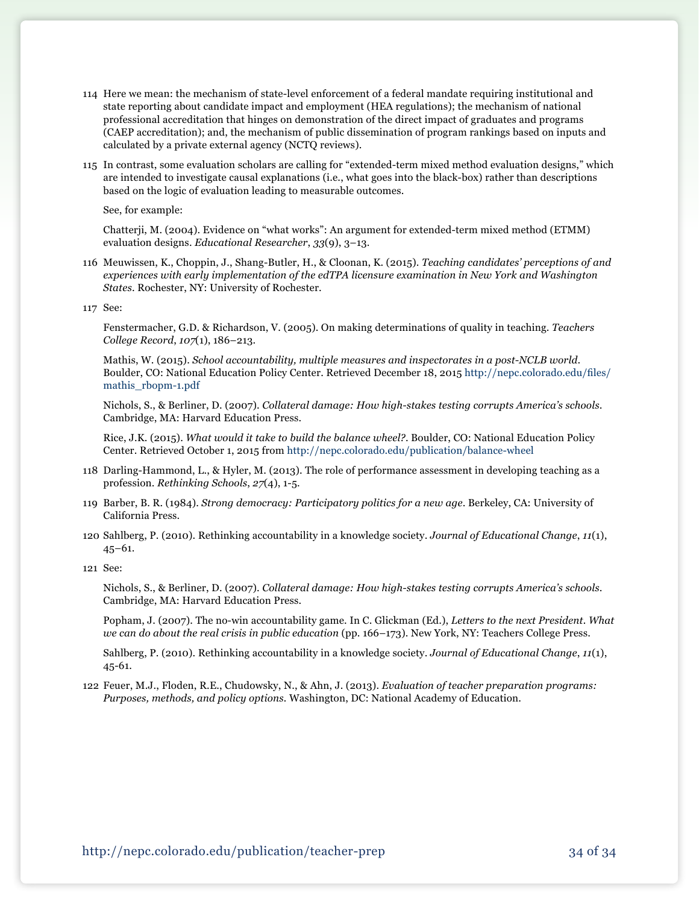114 Here we mean: the mechanism of state-level enforcement of a federal mandate requiring institutional and state reporting about candidate impact and employment (HEA regulations); the mechanism of national professional accreditation that hinges on demonstration of the direct impact of graduates and programs (CAEP accreditation); and, the mechanism of public dissemination of program rankings based on inputs and calculated by a private external agency (NCTQ reviews).

115 In contrast, some evaluation scholars are calling for "extended-term mixed method evaluation designs," which are intended to investigate causal explanations (i.e., what goes into the black-box) rather than descriptions based on the logic of evaluation leading to measurable outcomes.

See, for example:

Chatterji, M. (2004). Evidence on "what works": An argument for extended-term mixed method (ETMM) evaluation designs. *Educational Researcher*, *33*(9), 3–13.

116 Meuwissen, K., Choppin, J., Shang-Butler, H., & Cloonan, K. (2015). *Teaching candidates' perceptions of and experiences with early implementation of the edTPA licensure examination in New York and Washington States*. Rochester, NY: University of Rochester.

117 See:

Fenstermacher, G.D. & Richardson, V. (2005). On making determinations of quality in teaching. *Teachers College Record*, *107*(1), 186–213.

Mathis, W. (2015). *School accountability, multiple measures and inspectorates in a post-NCLB world*. Boulder, CO: National Education Policy Center. Retrieved December 18, 2015 http://nepc.colorado.edu/files/mathis_rbopm-1.pdf

Nichols, S., & Berliner, D. (2007). *Collateral damage: How high-stakes testing corrupts America's schools*. Cambridge, MA: Harvard Education Press.

Rice, J.K. (2015). *What would it take to build the balance wheel?*. Boulder, CO: National Education Policy Center. Retrieved October 1, 2015 from http://nepc.colorado.edu/publication/balance-wheel

118 Darling-Hammond, L., & Hyler, M. (2013). The role of performance assessment in developing teaching as a profession. *Rethinking Schools*, *27*(4), 1-5.

119 Barber, B. R. (1984). *Strong democracy: Participatory politics for a new age*. Berkeley, CA: University of California Press.

120 Sahlberg, P. (2010). Rethinking accountability in a knowledge society. *Journal of Educational Change*, *11*(1), 45–61.

121 See:

Nichols, S., & Berliner, D. (2007). *Collateral damage: How high-stakes testing corrupts America's schools*. Cambridge, MA: Harvard Education Press.

Popham, J. (2007). The no-win accountability game. In C. Glickman (Ed.), *Letters to the next President. What we can do about the real crisis in public education* (pp. 166–173). New York, NY: Teachers College Press.

Sahlberg, P. (2010). Rethinking accountability in a knowledge society. *Journal of Educational Change*, *11*(1), 45-61.

122 Feuer, M.J., Floden, R.E., Chudowsky, N., & Ahn, J. (2013). *Evaluation of teacher preparation programs: Purposes, methods, and policy options*. Washington, DC: National Academy of Education.